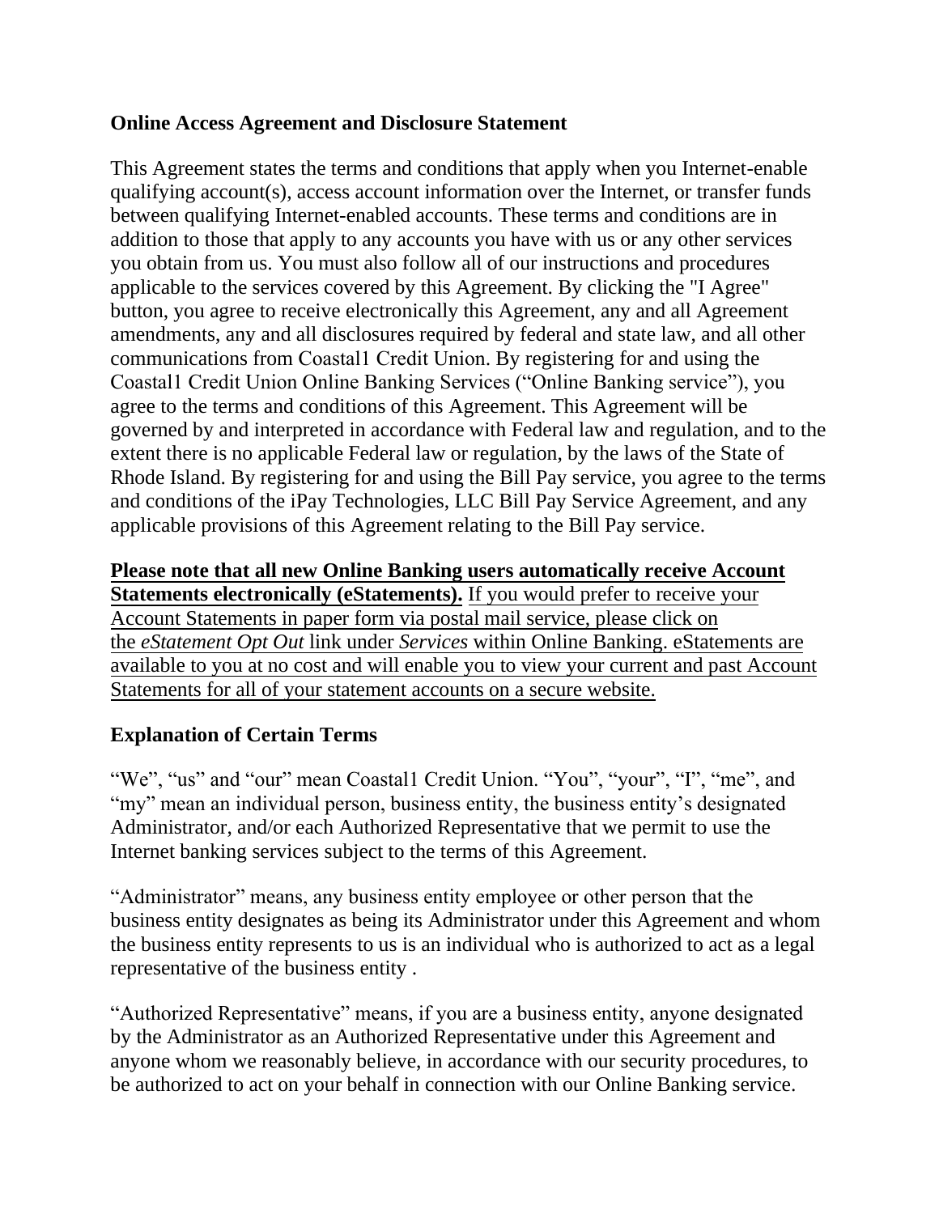## Online Access Agreement and Disclosure Statement

This Agreement states the terms and conditions that apply when you Internet-enable qualifying account(s), access account information over the Internet, or transfer funds between qualifying Internet-enabled accounts. These terms and conditions are in addition to those that apply to any accounts you have with us or any other services you obtain from us. You must also follow all of our instructions and procedures applicable to the services covered by this Agreement. By clicking the "I Agree" button, you agree to receive electronically this Agreement, any and all Agreement amendments, any and all disclosures required by federal and state law, and all other communications from Coastal1 Credit Union. By registering for and using the Coastal1 Credit Union Online Banking Services ("Online Banking service"), you agree to the terms and conditions of this Agreement. This Agreement will be governed by and interpreted in accordance with Federal law and regulation, and to the extent there is no applicable Federal law or regulation, by the laws of the State of Rhode Island. By registering for and using the Bill Pay service, you agree to the terms and conditions of the iPay Technologies, LLC Bill Pay Service Agreement, and any applicable provisions of this Agreement relating to the Bill Pay service.

**Please note that all new Online Banking users automatically receive Account Statements electronically (eStatements).** If you would prefer to receive your Account Statements in paper form via postal mail service, please click on the *eStatement Opt Out* link under *Services* within Online Banking. eStatements are available to you at no cost and will enable you to view your current and past Account Statements for all of your statement accounts on a secure website.

## Explanation of Certain Terms

"We", "us" and "our" mean Coastal1 Credit Union. "You", "your", "I", "me", and "my" mean an individual person, business entity, the business entity's designated Administrator, and/or each Authorized Representative that we permit to use the Internet banking services subject to the terms of this Agreement.

"Administrator" means, any business entity employee or other person that the business entity designates as being its Administrator under this Agreement and whom the business entity represents to us is an individual who is authorized to act as a legal representative of the business entity .

"Authorized Representative" means, if you are a business entity, anyone designated by the Administrator as an Authorized Representative under this Agreement and anyone whom we reasonably believe, in accordance with our security procedures, to be authorized to act on your behalf in connection with our Online Banking service.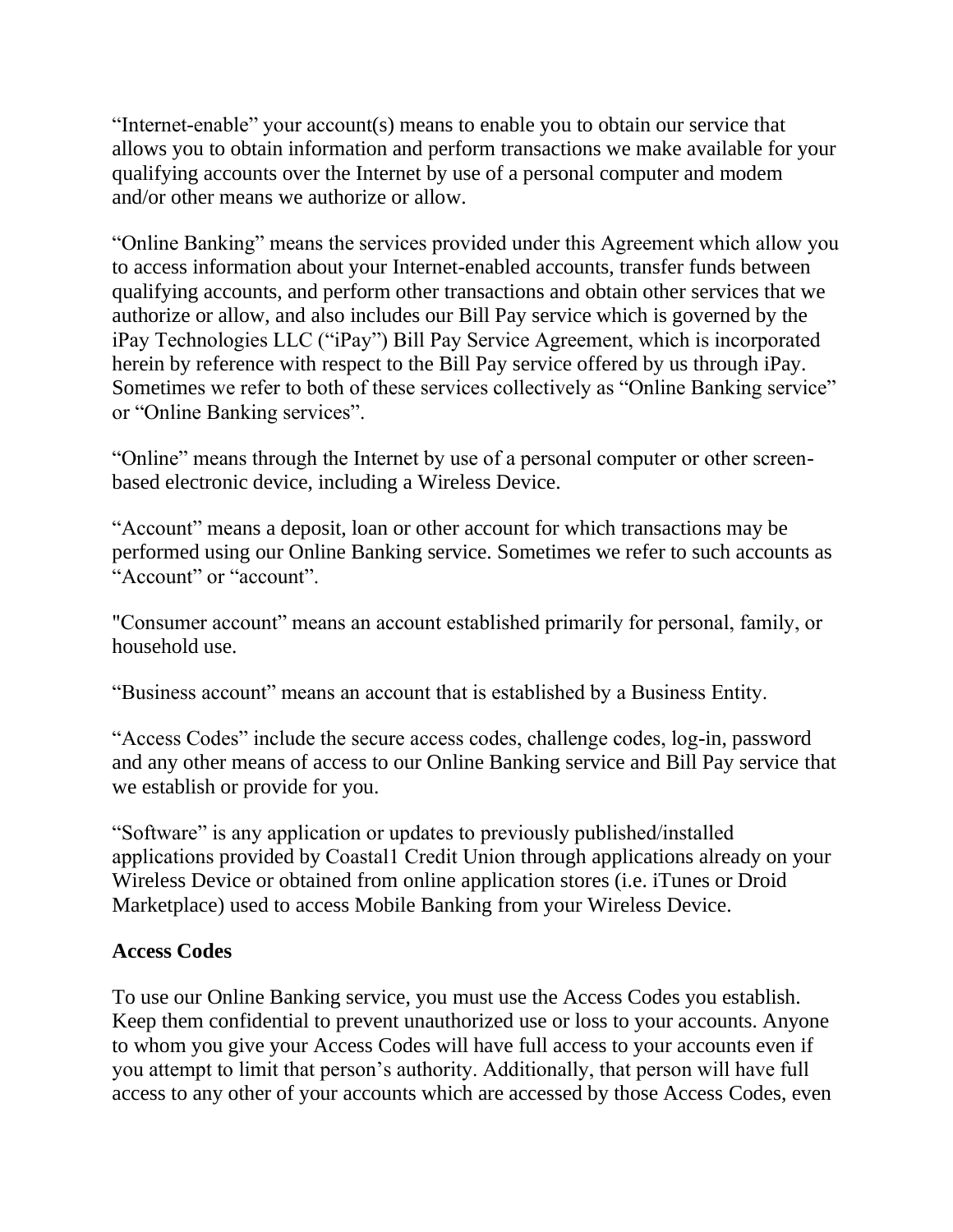"Internet-enable" your account(s) means to enable you to obtain our service that allows you to obtain information and perform transactions we make available for your qualifying accounts over the Internet by use of a personal computer and modem and/or other means we authorize or allow.

"Online Banking" means the services provided under this Agreement which allow you to access information about your Internet-enabled accounts, transfer funds between qualifying accounts, and perform other transactions and obtain other services that we authorize or allow, and also includes our Bill Pay service which is governed by the iPay Technologies LLC ("iPay") Bill Pay Service Agreement, which is incorporated herein by reference with respect to the Bill Pay service offered by us through iPay. Sometimes we refer to both of these services collectively as "Online Banking service" or "Online Banking services".

"Online" means through the Internet by use of a personal computer or other screen-based electronic device, including a Wireless Device.

"Account" means a deposit, loan or other account for which transactions may be performed using our Online Banking service. Sometimes we refer to such accounts as "Account" or "account".

"Consumer account" means an account established primarily for personal, family, or household use.

"Business account" means an account that is established by a Business Entity.

"Access Codes" include the secure access codes, challenge codes, log-in, password and any other means of access to our Online Banking service and Bill Pay service that we establish or provide for you.

"Software" is any application or updates to previously published/installed applications provided by Coastal1 Credit Union through applications already on your Wireless Device or obtained from online application stores (i.e. iTunes or Droid Marketplace) used to access Mobile Banking from your Wireless Device.

**Access Codes**

To use our Online Banking service, you must use the Access Codes you establish. Keep them confidential to prevent unauthorized use or loss to your accounts. Anyone to whom you give your Access Codes will have full access to your accounts even if you attempt to limit that person's authority. Additionally, that person will have full access to any other of your accounts which are accessed by those Access Codes, even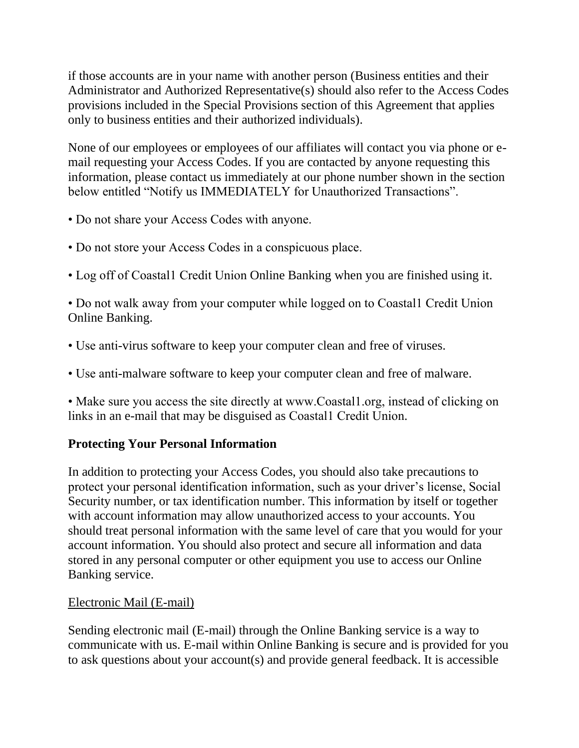if those accounts are in your name with another person (Business entities and their Administrator and Authorized Representative(s) should also refer to the Access Codes provisions included in the Special Provisions section of this Agreement that applies only to business entities and their authorized individuals).

None of our employees or employees of our affiliates will contact you via phone or e-mail requesting your Access Codes. If you are contacted by anyone requesting this information, please contact us immediately at our phone number shown in the section below entitled “Notify us IMMEDIATELY for Unauthorized Transactions”.

- Do not share your Access Codes with anyone.
- Do not store your Access Codes in a conspicuous place.
- Log off of Coastal1 Credit Union Online Banking when you are finished using it.
- Do not walk away from your computer while logged on to Coastal1 Credit Union Online Banking.
- Use anti-virus software to keep your computer clean and free of viruses.
- Use anti-malware software to keep your computer clean and free of malware.
- Make sure you access the site directly at www.Coastal1.org, instead of clicking on links in an e-mail that may be disguised as Coastal1 Credit Union.

**Protecting Your Personal Information**

In addition to protecting your Access Codes, you should also take precautions to protect your personal identification information, such as your driver’s license, Social Security number, or tax identification number. This information by itself or together with account information may allow unauthorized access to your accounts. You should treat personal information with the same level of care that you would for your account information. You should also protect and secure all information and data stored in any personal computer or other equipment you use to access our Online Banking service.

<u>Electronic Mail (E-mail)</u>

Sending electronic mail (E-mail) through the Online Banking service is a way to communicate with us. E-mail within Online Banking is secure and is provided for you to ask questions about your account(s) and provide general feedback. It is accessible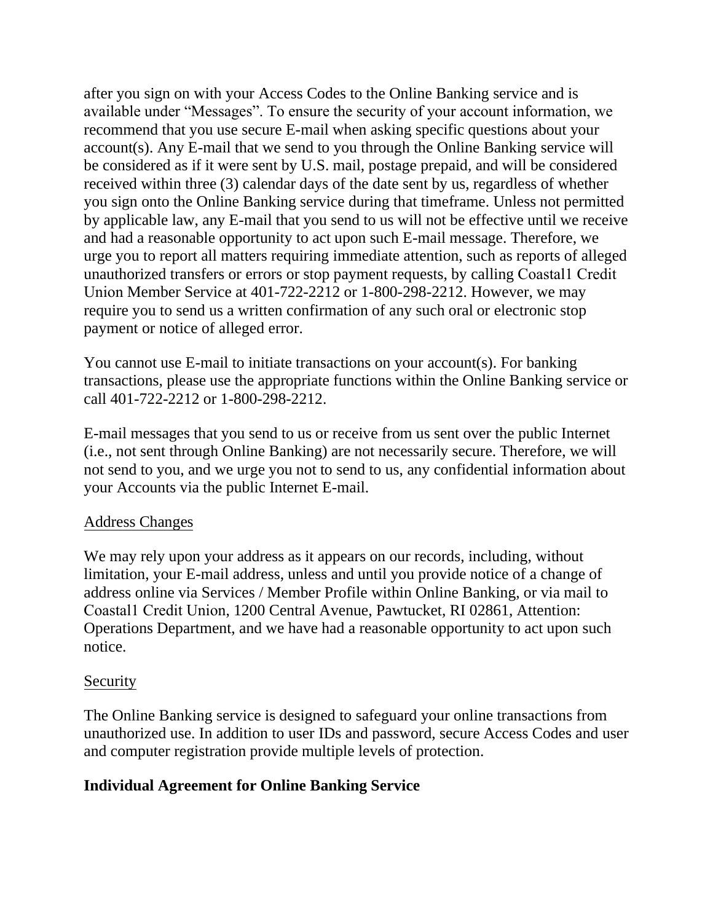after you sign on with your Access Codes to the Online Banking service and is available under “Messages”. To ensure the security of your account information, we recommend that you use secure E-mail when asking specific questions about your account(s). Any E-mail that we send to you through the Online Banking service will be considered as if it were sent by U.S. mail, postage prepaid, and will be considered received within three (3) calendar days of the date sent by us, regardless of whether you sign onto the Online Banking service during that timeframe. Unless not permitted by applicable law, any E-mail that you send to us will not be effective until we receive and had a reasonable opportunity to act upon such E-mail message. Therefore, we urge you to report all matters requiring immediate attention, such as reports of alleged unauthorized transfers or errors or stop payment requests, by calling Coastal1 Credit Union Member Service at 401-722-2212 or 1-800-298-2212. However, we may require you to send us a written confirmation of any such oral or electronic stop payment or notice of alleged error.

You cannot use E-mail to initiate transactions on your account(s). For banking transactions, please use the appropriate functions within the Online Banking service or call 401-722-2212 or 1-800-298-2212.

E-mail messages that you send to us or receive from us sent over the public Internet (i.e., not sent through Online Banking) are not necessarily secure. Therefore, we will not send to you, and we urge you not to send to us, any confidential information about your Accounts via the public Internet E-mail.

<u>Address Changes</u>

We may rely upon your address as it appears on our records, including, without limitation, your E-mail address, unless and until you provide notice of a change of address online via Services / Member Profile within Online Banking, or via mail to Coastal1 Credit Union, 1200 Central Avenue, Pawtucket, RI 02861, Attention: Operations Department, and we have had a reasonable opportunity to act upon such notice.

<u>Security</u>

The Online Banking service is designed to safeguard your online transactions from unauthorized use. In addition to user IDs and password, secure Access Codes and user and computer registration provide multiple levels of protection.

## Individual Agreement for Online Banking Service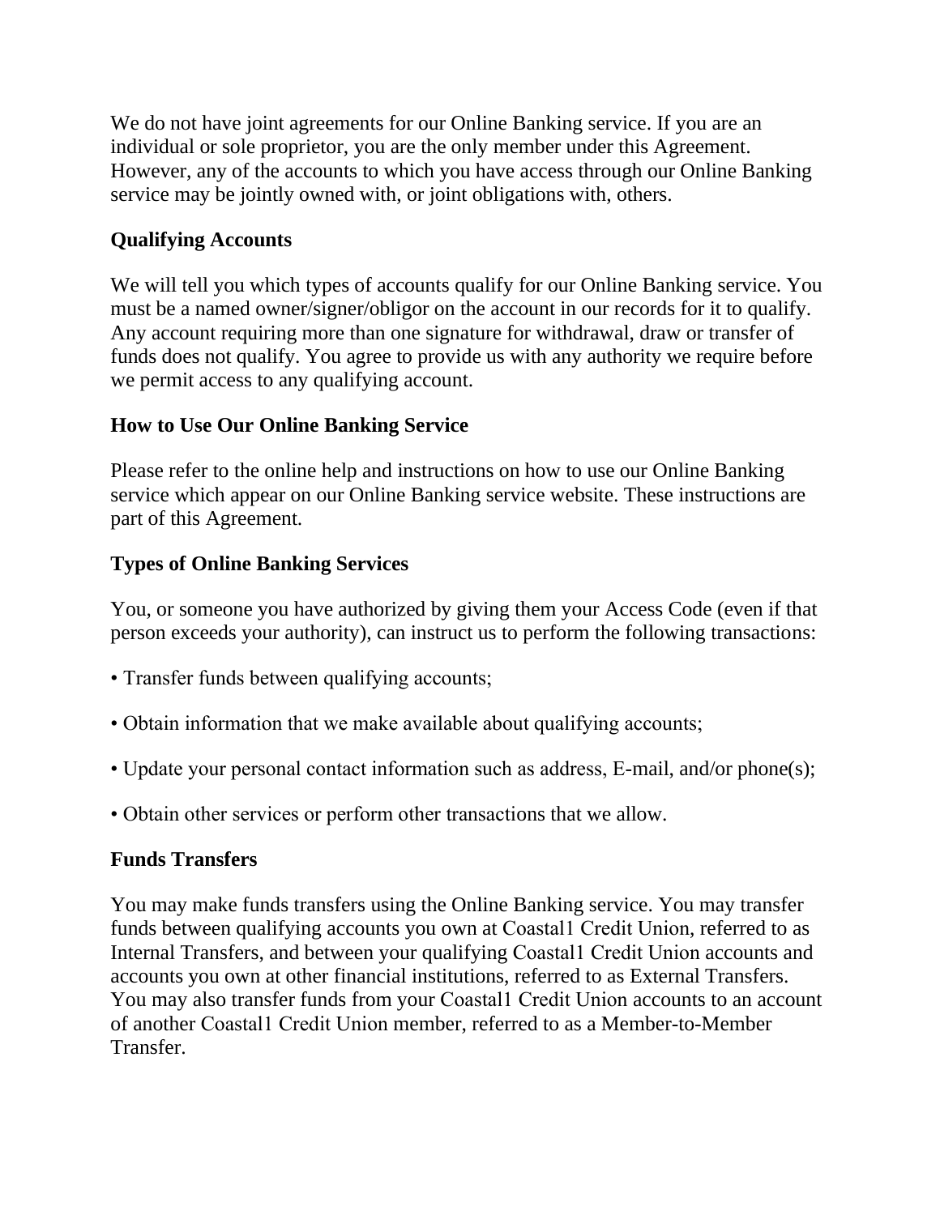We do not have joint agreements for our Online Banking service. If you are an individual or sole proprietor, you are the only member under this Agreement. However, any of the accounts to which you have access through our Online Banking service may be jointly owned with, or joint obligations with, others.

### Qualifying Accounts

We will tell you which types of accounts qualify for our Online Banking service. You must be a named owner/signer/obligor on the account in our records for it to qualify. Any account requiring more than one signature for withdrawal, draw or transfer of funds does not qualify. You agree to provide us with any authority we require before we permit access to any qualifying account.

### How to Use Our Online Banking Service

Please refer to the online help and instructions on how to use our Online Banking service which appear on our Online Banking service website. These instructions are part of this Agreement.

### Types of Online Banking Services

You, or someone you have authorized by giving them your Access Code (even if that person exceeds your authority), can instruct us to perform the following transactions:

- Transfer funds between qualifying accounts;
- Obtain information that we make available about qualifying accounts;
- Update your personal contact information such as address, E-mail, and/or phone(s);
- Obtain other services or perform other transactions that we allow.

### Funds Transfers

You may make funds transfers using the Online Banking service. You may transfer funds between qualifying accounts you own at Coastal1 Credit Union, referred to as Internal Transfers, and between your qualifying Coastal1 Credit Union accounts and accounts you own at other financial institutions, referred to as External Transfers. You may also transfer funds from your Coastal1 Credit Union accounts to an account of another Coastal1 Credit Union member, referred to as a Member-to-Member Transfer.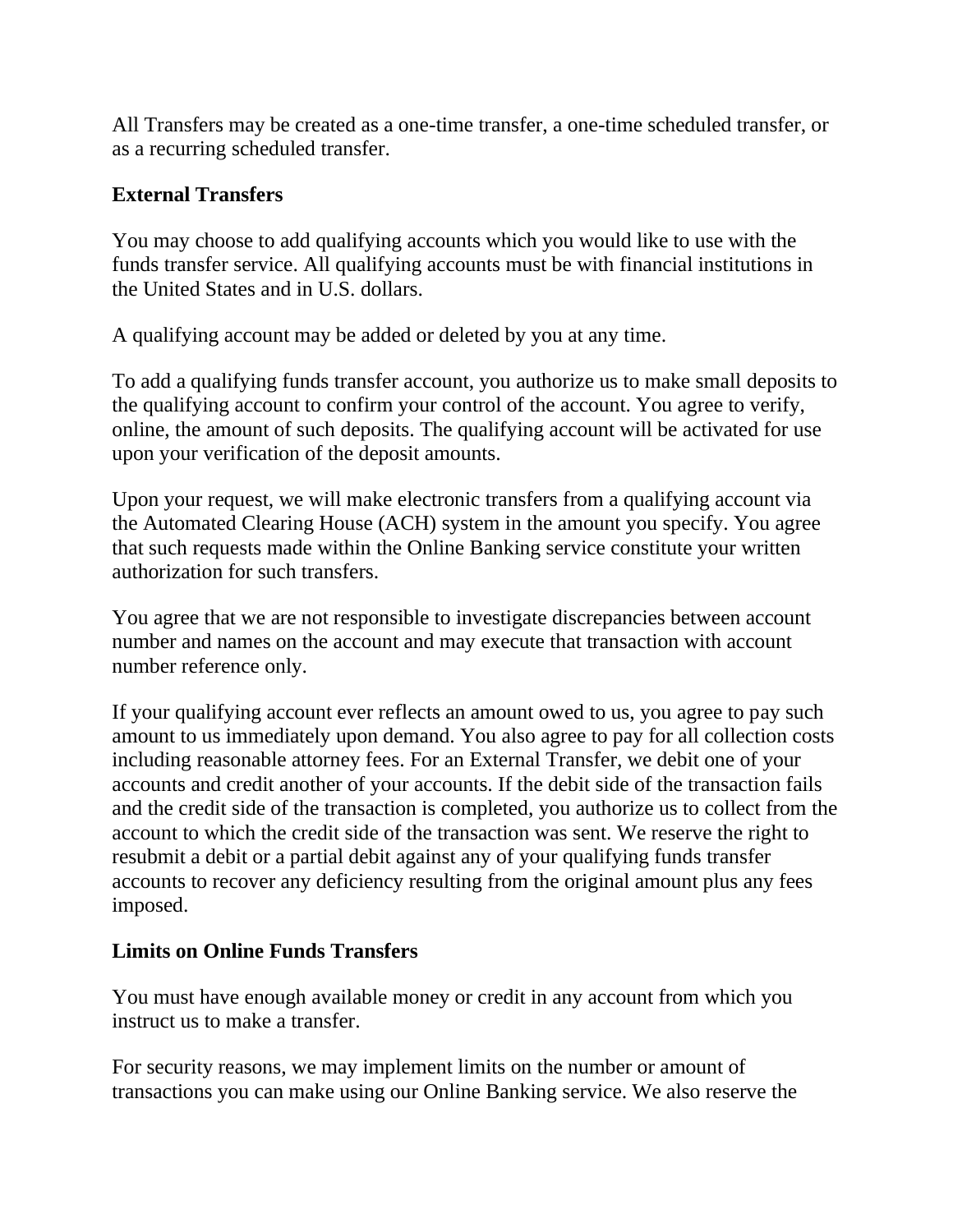All Transfers may be created as a one-time transfer, a one-time scheduled transfer, or as a recurring scheduled transfer.

**External Transfers**

You may choose to add qualifying accounts which you would like to use with the funds transfer service. All qualifying accounts must be with financial institutions in the United States and in U.S. dollars.

A qualifying account may be added or deleted by you at any time.

To add a qualifying funds transfer account, you authorize us to make small deposits to the qualifying account to confirm your control of the account. You agree to verify, online, the amount of such deposits. The qualifying account will be activated for use upon your verification of the deposit amounts.

Upon your request, we will make electronic transfers from a qualifying account via the Automated Clearing House (ACH) system in the amount you specify. You agree that such requests made within the Online Banking service constitute your written authorization for such transfers.

You agree that we are not responsible to investigate discrepancies between account number and names on the account and may execute that transaction with account number reference only.

If your qualifying account ever reflects an amount owed to us, you agree to pay such amount to us immediately upon demand. You also agree to pay for all collection costs including reasonable attorney fees. For an External Transfer, we debit one of your accounts and credit another of your accounts. If the debit side of the transaction fails and the credit side of the transaction is completed, you authorize us to collect from the account to which the credit side of the transaction was sent. We reserve the right to resubmit a debit or a partial debit against any of your qualifying funds transfer accounts to recover any deficiency resulting from the original amount plus any fees imposed.

**Limits on Online Funds Transfers**

You must have enough available money or credit in any account from which you instruct us to make a transfer.

For security reasons, we may implement limits on the number or amount of transactions you can make using our Online Banking service. We also reserve the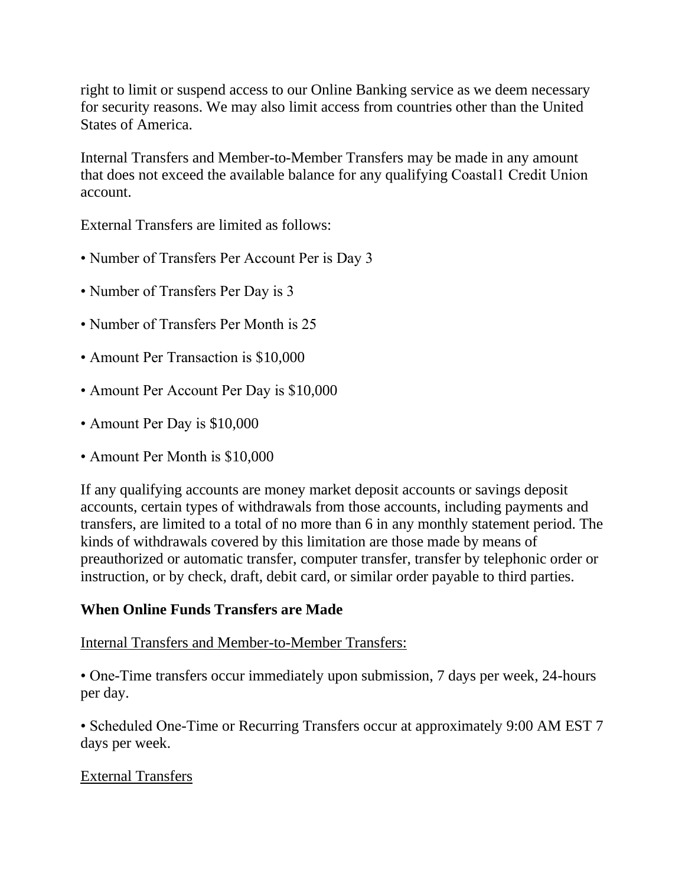right to limit or suspend access to our Online Banking service as we deem necessary for security reasons. We may also limit access from countries other than the United States of America.

Internal Transfers and Member-to-Member Transfers may be made in any amount that does not exceed the available balance for any qualifying Coastal1 Credit Union account.

External Transfers are limited as follows:

• Number of Transfers Per Account Per is Day 3

• Number of Transfers Per Day is 3

• Number of Transfers Per Month is 25

• Amount Per Transaction is $10,000

• Amount Per Account Per Day is $10,000

• Amount Per Day is $10,000

• Amount Per Month is $10,000

If any qualifying accounts are money market deposit accounts or savings deposit accounts, certain types of withdrawals from those accounts, including payments and transfers, are limited to a total of no more than 6 in any monthly statement period. The kinds of withdrawals covered by this limitation are those made by means of preauthorized or automatic transfer, computer transfer, transfer by telephonic order or instruction, or by check, draft, debit card, or similar order payable to third parties.

**When Online Funds Transfers are Made**

<u>Internal Transfers and Member-to-Member Transfers:</u>

• One-Time transfers occur immediately upon submission, 7 days per week, 24-hours per day.

• Scheduled One-Time or Recurring Transfers occur at approximately 9:00 AM EST 7 days per week.

<u>External Transfers</u>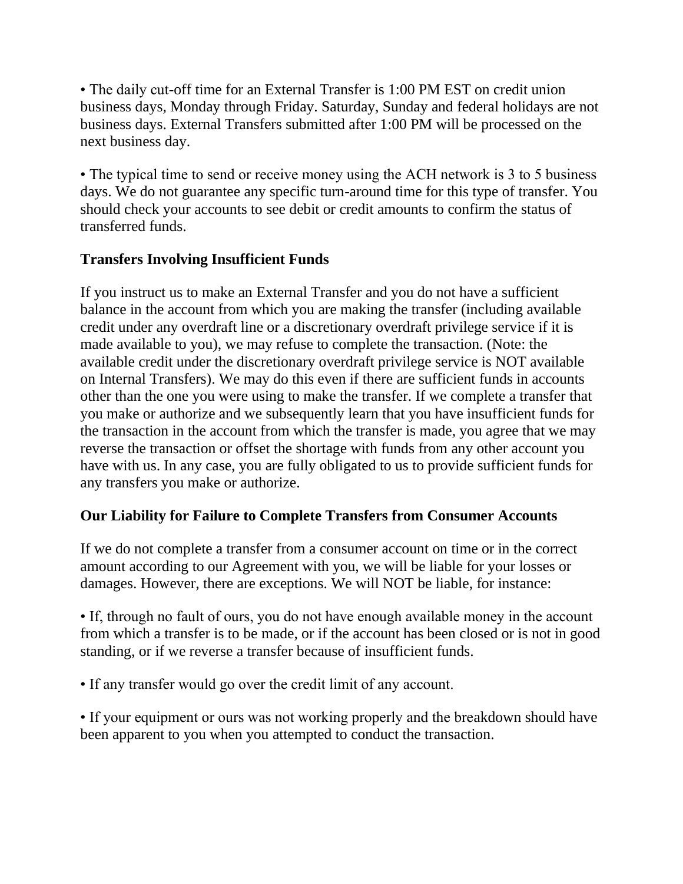• The daily cut-off time for an External Transfer is 1:00 PM EST on credit union business days, Monday through Friday. Saturday, Sunday and federal holidays are not business days. External Transfers submitted after 1:00 PM will be processed on the next business day.

• The typical time to send or receive money using the ACH network is 3 to 5 business days. We do not guarantee any specific turn-around time for this type of transfer. You should check your accounts to see debit or credit amounts to confirm the status of transferred funds.

**Transfers Involving Insufficient Funds**

If you instruct us to make an External Transfer and you do not have a sufficient balance in the account from which you are making the transfer (including available credit under any overdraft line or a discretionary overdraft privilege service if it is made available to you), we may refuse to complete the transaction. (Note: the available credit under the discretionary overdraft privilege service is NOT available on Internal Transfers). We may do this even if there are sufficient funds in accounts other than the one you were using to make the transfer. If we complete a transfer that you make or authorize and we subsequently learn that you have insufficient funds for the transaction in the account from which the transfer is made, you agree that we may reverse the transaction or offset the shortage with funds from any other account you have with us. In any case, you are fully obligated to us to provide sufficient funds for any transfers you make or authorize.

**Our Liability for Failure to Complete Transfers from Consumer Accounts**

If we do not complete a transfer from a consumer account on time or in the correct amount according to our Agreement with you, we will be liable for your losses or damages. However, there are exceptions. We will NOT be liable, for instance:

• If, through no fault of ours, you do not have enough available money in the account from which a transfer is to be made, or if the account has been closed or is not in good standing, or if we reverse a transfer because of insufficient funds.

• If any transfer would go over the credit limit of any account.

• If your equipment or ours was not working properly and the breakdown should have been apparent to you when you attempted to conduct the transaction.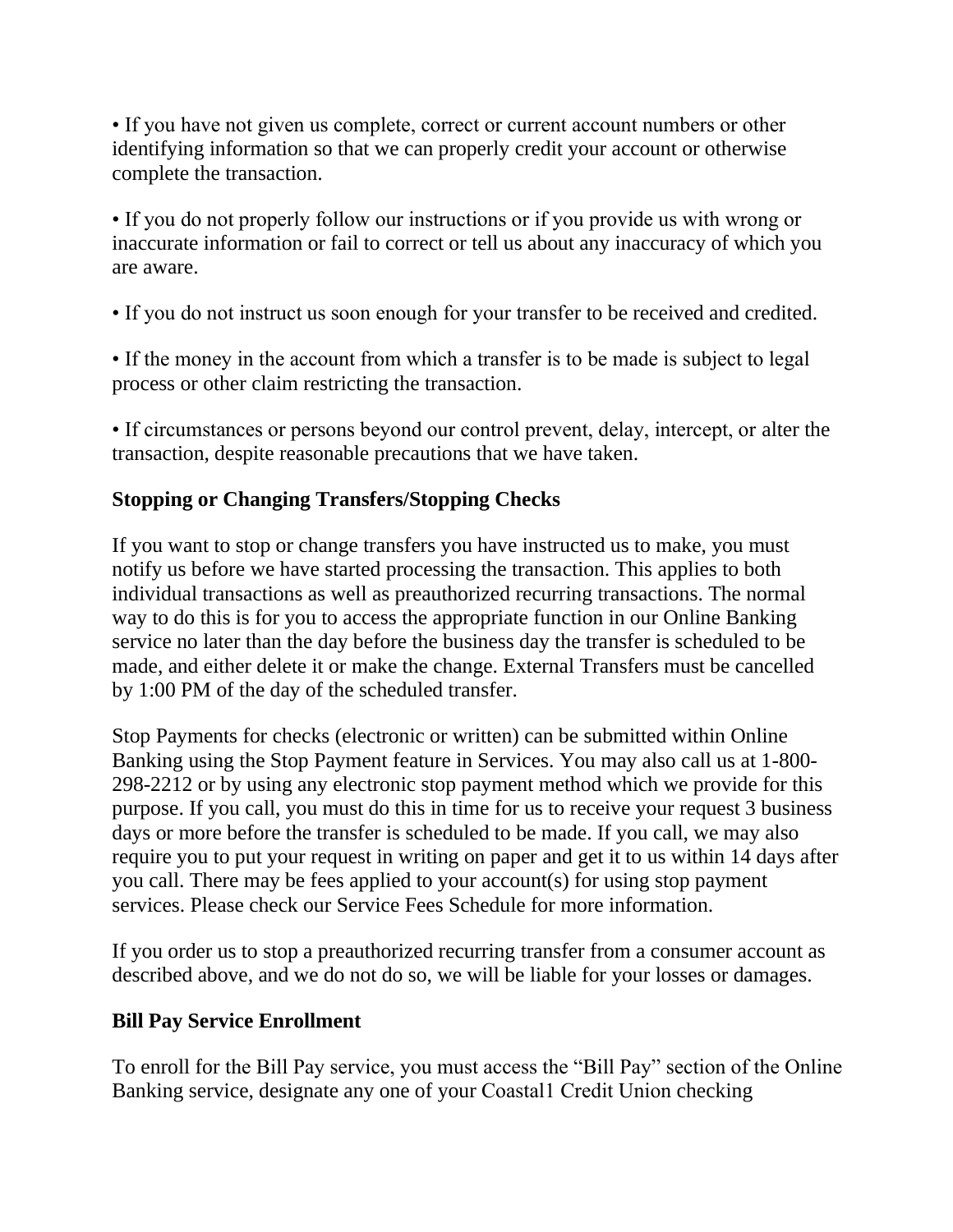• If you have not given us complete, correct or current account numbers or other identifying information so that we can properly credit your account or otherwise complete the transaction.

• If you do not properly follow our instructions or if you provide us with wrong or inaccurate information or fail to correct or tell us about any inaccuracy of which you are aware.

• If you do not instruct us soon enough for your transfer to be received and credited.

• If the money in the account from which a transfer is to be made is subject to legal process or other claim restricting the transaction.

• If circumstances or persons beyond our control prevent, delay, intercept, or alter the transaction, despite reasonable precautions that we have taken.

**Stopping or Changing Transfers/Stopping Checks**

If you want to stop or change transfers you have instructed us to make, you must notify us before we have started processing the transaction. This applies to both individual transactions as well as preauthorized recurring transactions. The normal way to do this is for you to access the appropriate function in our Online Banking service no later than the day before the business day the transfer is scheduled to be made, and either delete it or make the change. External Transfers must be cancelled by 1:00 PM of the day of the scheduled transfer.

Stop Payments for checks (electronic or written) can be submitted within Online Banking using the Stop Payment feature in Services. You may also call us at 1-800-298-2212 or by using any electronic stop payment method which we provide for this purpose. If you call, you must do this in time for us to receive your request 3 business days or more before the transfer is scheduled to be made. If you call, we may also require you to put your request in writing on paper and get it to us within 14 days after you call. There may be fees applied to your account(s) for using stop payment services. Please check our Service Fees Schedule for more information.

If you order us to stop a preauthorized recurring transfer from a consumer account as described above, and we do not do so, we will be liable for your losses or damages.

**Bill Pay Service Enrollment**

To enroll for the Bill Pay service, you must access the "Bill Pay" section of the Online Banking service, designate any one of your Coastal1 Credit Union checking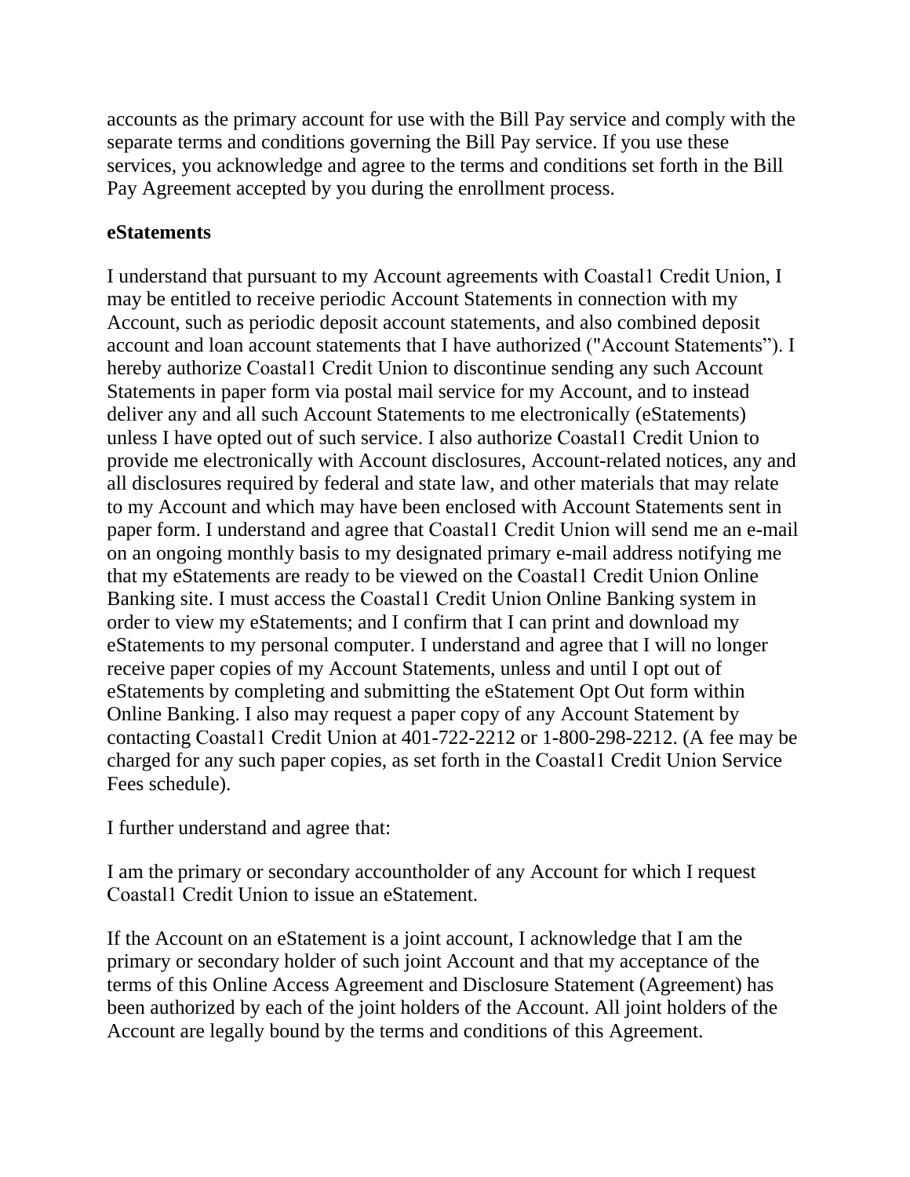accounts as the primary account for use with the Bill Pay service and comply with the separate terms and conditions governing the Bill Pay service. If you use these services, you acknowledge and agree to the terms and conditions set forth in the Bill Pay Agreement accepted by you during the enrollment process.

**eStatements**

I understand that pursuant to my Account agreements with Coastal1 Credit Union, I may be entitled to receive periodic Account Statements in connection with my Account, such as periodic deposit account statements, and also combined deposit account and loan account statements that I have authorized ("Account Statements"). I hereby authorize Coastal1 Credit Union to discontinue sending any such Account Statements in paper form via postal mail service for my Account, and to instead deliver any and all such Account Statements to me electronically (eStatements) unless I have opted out of such service. I also authorize Coastal1 Credit Union to provide me electronically with Account disclosures, Account-related notices, any and all disclosures required by federal and state law, and other materials that may relate to my Account and which may have been enclosed with Account Statements sent in paper form. I understand and agree that Coastal1 Credit Union will send me an e-mail on an ongoing monthly basis to my designated primary e-mail address notifying me that my eStatements are ready to be viewed on the Coastal1 Credit Union Online Banking site. I must access the Coastal1 Credit Union Online Banking system in order to view my eStatements; and I confirm that I can print and download my eStatements to my personal computer. I understand and agree that I will no longer receive paper copies of my Account Statements, unless and until I opt out of eStatements by completing and submitting the eStatement Opt Out form within Online Banking. I also may request a paper copy of any Account Statement by contacting Coastal1 Credit Union at 401-722-2212 or 1-800-298-2212. (A fee may be charged for any such paper copies, as set forth in the Coastal1 Credit Union Service Fees schedule).

I further understand and agree that:

I am the primary or secondary accountholder of any Account for which I request Coastal1 Credit Union to issue an eStatement.

If the Account on an eStatement is a joint account, I acknowledge that I am the primary or secondary holder of such joint Account and that my acceptance of the terms of this Online Access Agreement and Disclosure Statement (Agreement) has been authorized by each of the joint holders of the Account. All joint holders of the Account are legally bound by the terms and conditions of this Agreement.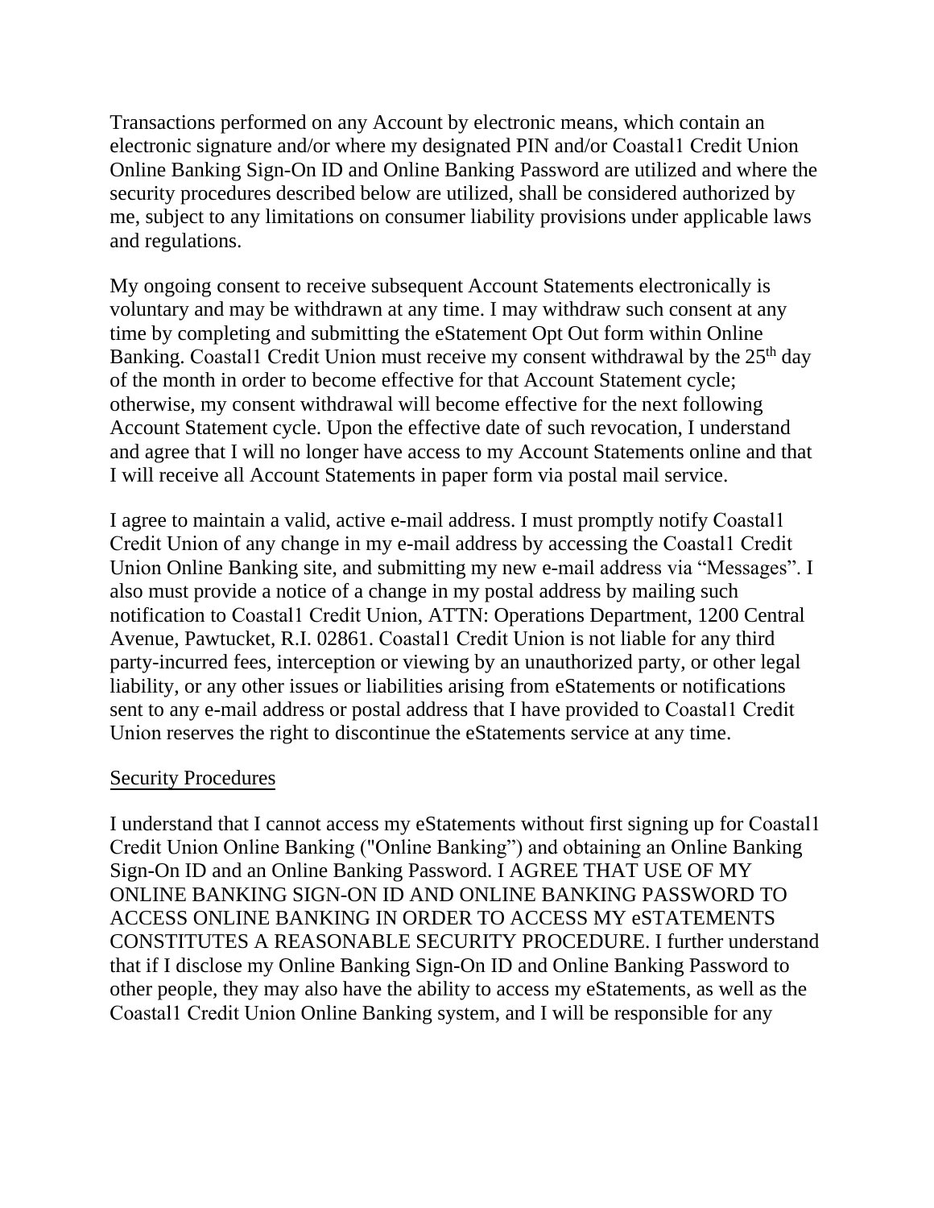Transactions performed on any Account by electronic means, which contain an electronic signature and/or where my designated PIN and/or Coastal1 Credit Union Online Banking Sign-On ID and Online Banking Password are utilized and where the security procedures described below are utilized, shall be considered authorized by me, subject to any limitations on consumer liability provisions under applicable laws and regulations.

My ongoing consent to receive subsequent Account Statements electronically is voluntary and may be withdrawn at any time. I may withdraw such consent at any time by completing and submitting the eStatement Opt Out form within Online Banking. Coastal1 Credit Union must receive my consent withdrawal by the 25th day of the month in order to become effective for that Account Statement cycle; otherwise, my consent withdrawal will become effective for the next following Account Statement cycle. Upon the effective date of such revocation, I understand and agree that I will no longer have access to my Account Statements online and that I will receive all Account Statements in paper form via postal mail service.

I agree to maintain a valid, active e-mail address. I must promptly notify Coastal1 Credit Union of any change in my e-mail address by accessing the Coastal1 Credit Union Online Banking site, and submitting my new e-mail address via "Messages". I also must provide a notice of a change in my postal address by mailing such notification to Coastal1 Credit Union, ATTN: Operations Department, 1200 Central Avenue, Pawtucket, R.I. 02861. Coastal1 Credit Union is not liable for any third party-incurred fees, interception or viewing by an unauthorized party, or other legal liability, or any other issues or liabilities arising from eStatements or notifications sent to any e-mail address or postal address that I have provided to Coastal1 Credit Union reserves the right to discontinue the eStatements service at any time.

## Security Procedures

I understand that I cannot access my eStatements without first signing up for Coastal1 Credit Union Online Banking ("Online Banking") and obtaining an Online Banking Sign-On ID and an Online Banking Password. I AGREE THAT USE OF MY ONLINE BANKING SIGN-ON ID AND ONLINE BANKING PASSWORD TO ACCESS ONLINE BANKING IN ORDER TO ACCESS MY eSTATEMENTS CONSTITUTES A REASONABLE SECURITY PROCEDURE. I further understand that if I disclose my Online Banking Sign-On ID and Online Banking Password to other people, they may also have the ability to access my eStatements, as well as the Coastal1 Credit Union Online Banking system, and I will be responsible for any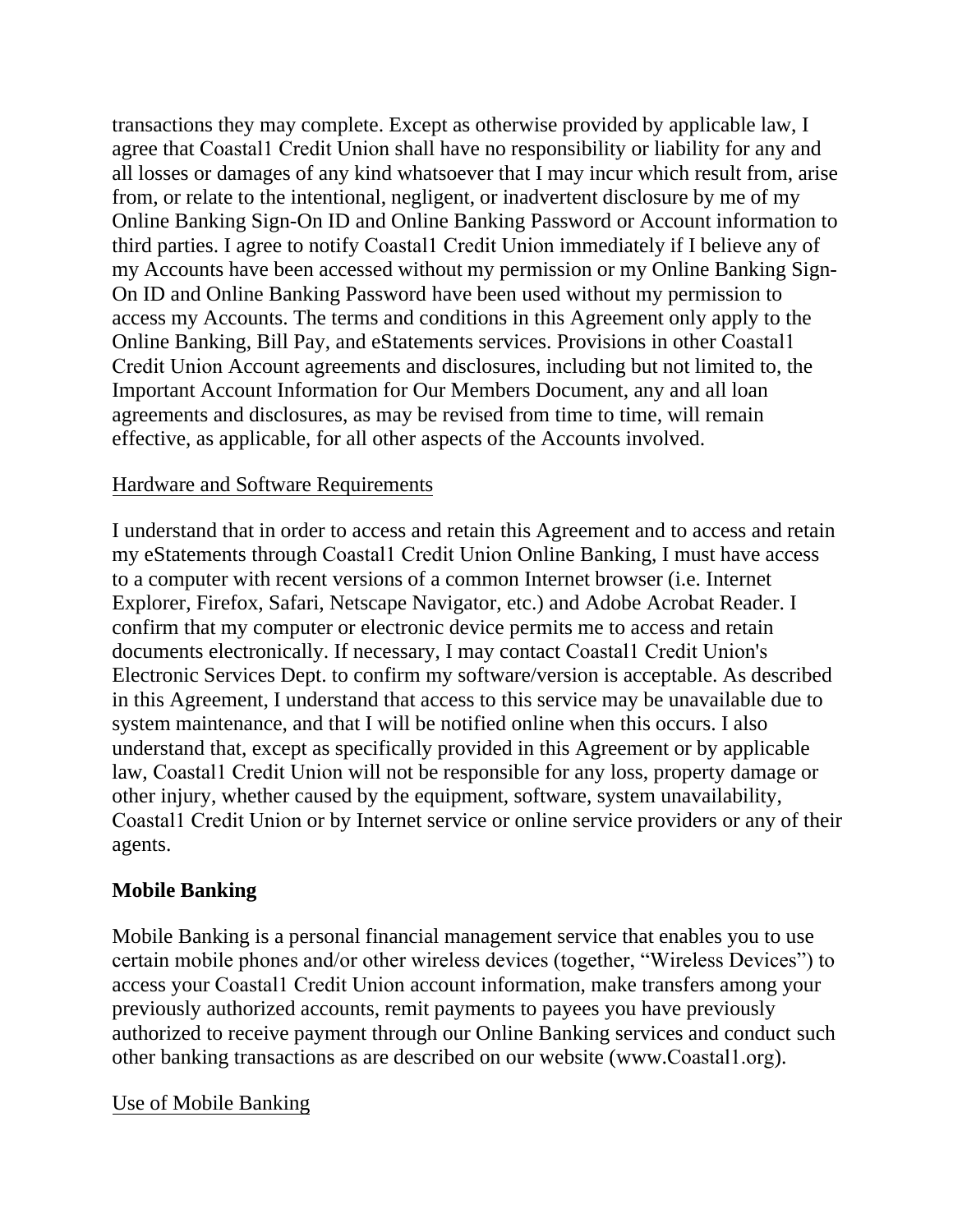transactions they may complete. Except as otherwise provided by applicable law, I agree that Coastal1 Credit Union shall have no responsibility or liability for any and all losses or damages of any kind whatsoever that I may incur which result from, arise from, or relate to the intentional, negligent, or inadvertent disclosure by me of my Online Banking Sign-On ID and Online Banking Password or Account information to third parties. I agree to notify Coastal1 Credit Union immediately if I believe any of my Accounts have been accessed without my permission or my Online Banking Sign-On ID and Online Banking Password have been used without my permission to access my Accounts. The terms and conditions in this Agreement only apply to the Online Banking, Bill Pay, and eStatements services. Provisions in other Coastal1 Credit Union Account agreements and disclosures, including but not limited to, the Important Account Information for Our Members Document, any and all loan agreements and disclosures, as may be revised from time to time, will remain effective, as applicable, for all other aspects of the Accounts involved.

Hardware and Software Requirements

I understand that in order to access and retain this Agreement and to access and retain my eStatements through Coastal1 Credit Union Online Banking, I must have access to a computer with recent versions of a common Internet browser (i.e. Internet Explorer, Firefox, Safari, Netscape Navigator, etc.) and Adobe Acrobat Reader. I confirm that my computer or electronic device permits me to access and retain documents electronically. If necessary, I may contact Coastal1 Credit Union's Electronic Services Dept. to confirm my software/version is acceptable. As described in this Agreement, I understand that access to this service may be unavailable due to system maintenance, and that I will be notified online when this occurs. I also understand that, except as specifically provided in this Agreement or by applicable law, Coastal1 Credit Union will not be responsible for any loss, property damage or other injury, whether caused by the equipment, software, system unavailability, Coastal1 Credit Union or by Internet service or online service providers or any of their agents.

**Mobile Banking**

Mobile Banking is a personal financial management service that enables you to use certain mobile phones and/or other wireless devices (together, "Wireless Devices") to access your Coastal1 Credit Union account information, make transfers among your previously authorized accounts, remit payments to payees you have previously authorized to receive payment through our Online Banking services and conduct such other banking transactions as are described on our website (www.Coastal1.org).

Use of Mobile Banking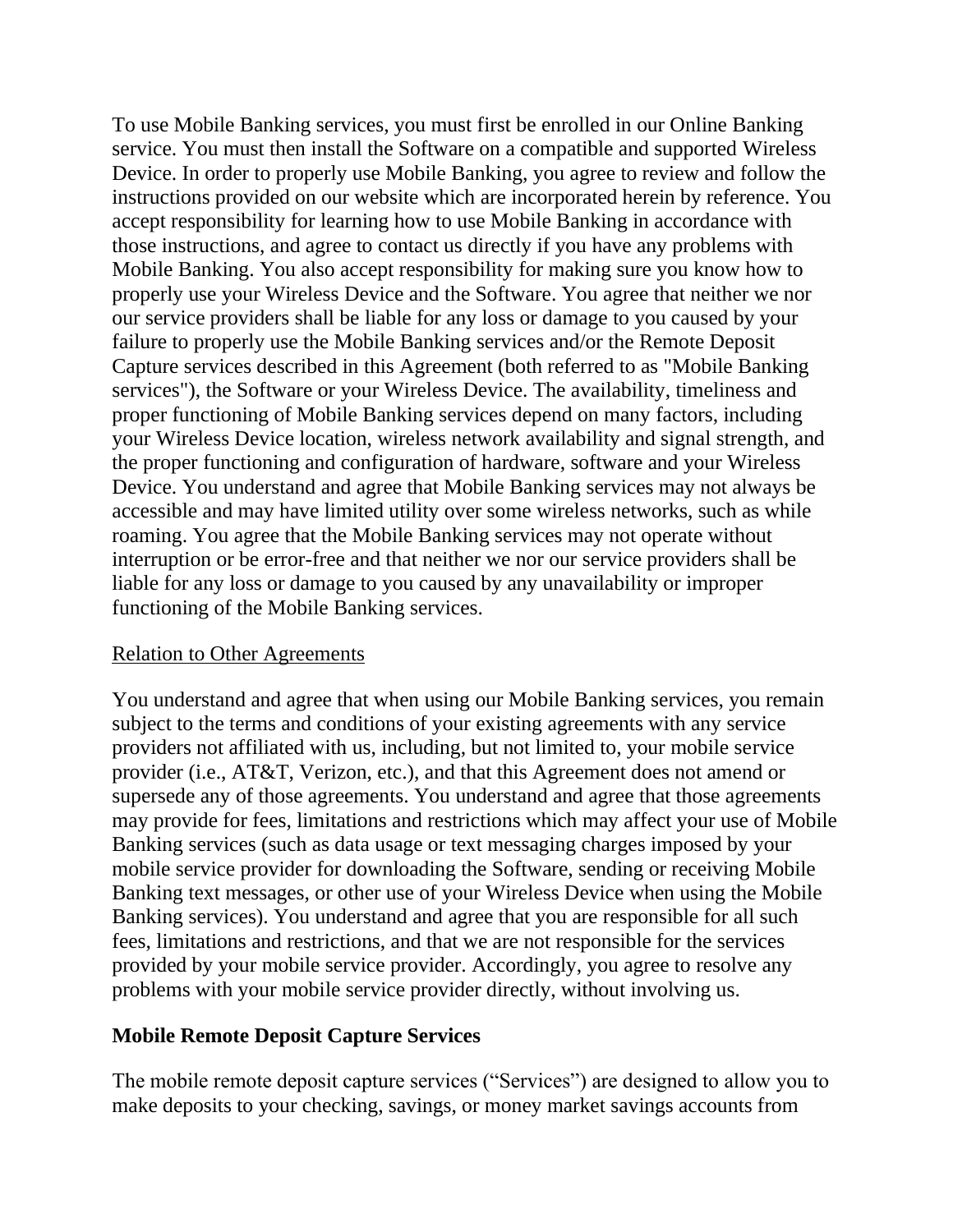To use Mobile Banking services, you must first be enrolled in our Online Banking service. You must then install the Software on a compatible and supported Wireless Device. In order to properly use Mobile Banking, you agree to review and follow the instructions provided on our website which are incorporated herein by reference. You accept responsibility for learning how to use Mobile Banking in accordance with those instructions, and agree to contact us directly if you have any problems with Mobile Banking. You also accept responsibility for making sure you know how to properly use your Wireless Device and the Software. You agree that neither we nor our service providers shall be liable for any loss or damage to you caused by your failure to properly use the Mobile Banking services and/or the Remote Deposit Capture services described in this Agreement (both referred to as "Mobile Banking services"), the Software or your Wireless Device. The availability, timeliness and proper functioning of Mobile Banking services depend on many factors, including your Wireless Device location, wireless network availability and signal strength, and the proper functioning and configuration of hardware, software and your Wireless Device. You understand and agree that Mobile Banking services may not always be accessible and may have limited utility over some wireless networks, such as while roaming. You agree that the Mobile Banking services may not operate without interruption or be error-free and that neither we nor our service providers shall be liable for any loss or damage to you caused by any unavailability or improper functioning of the Mobile Banking services.

<u>Relation to Other Agreements</u>

You understand and agree that when using our Mobile Banking services, you remain subject to the terms and conditions of your existing agreements with any service providers not affiliated with us, including, but not limited to, your mobile service provider (i.e., AT&T, Verizon, etc.), and that this Agreement does not amend or supersede any of those agreements. You understand and agree that those agreements may provide for fees, limitations and restrictions which may affect your use of Mobile Banking services (such as data usage or text messaging charges imposed by your mobile service provider for downloading the Software, sending or receiving Mobile Banking text messages, or other use of your Wireless Device when using the Mobile Banking services). You understand and agree that you are responsible for all such fees, limitations and restrictions, and that we are not responsible for the services provided by your mobile service provider. Accordingly, you agree to resolve any problems with your mobile service provider directly, without involving us.

## Mobile Remote Deposit Capture Services

The mobile remote deposit capture services (“Services”) are designed to allow you to make deposits to your checking, savings, or money market savings accounts from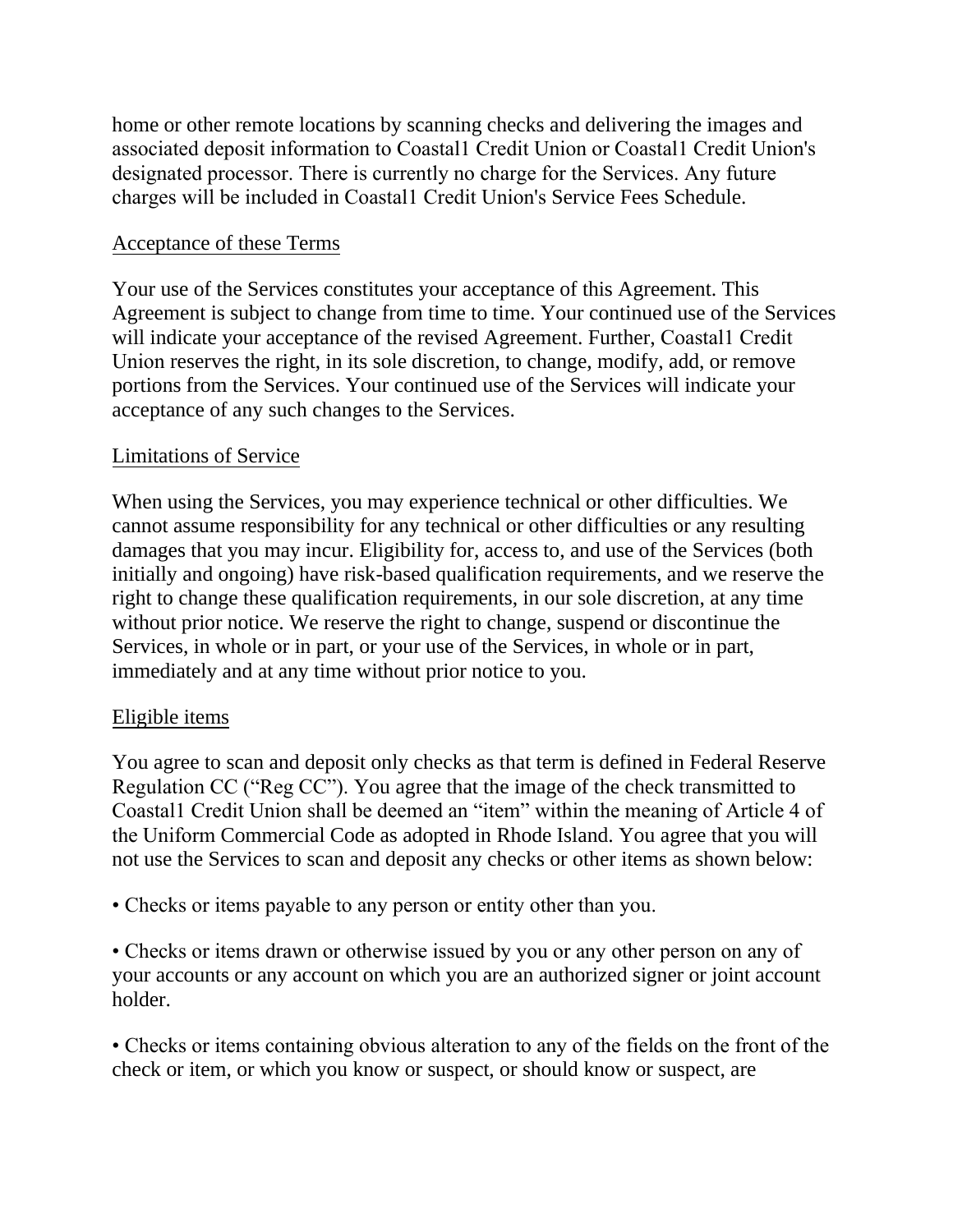home or other remote locations by scanning checks and delivering the images and associated deposit information to Coastal1 Credit Union or Coastal1 Credit Union's designated processor. There is currently no charge for the Services. Any future charges will be included in Coastal1 Credit Union's Service Fees Schedule.

## Acceptance of these Terms

Your use of the Services constitutes your acceptance of this Agreement. This Agreement is subject to change from time to time. Your continued use of the Services will indicate your acceptance of the revised Agreement. Further, Coastal1 Credit Union reserves the right, in its sole discretion, to change, modify, add, or remove portions from the Services. Your continued use of the Services will indicate your acceptance of any such changes to the Services.

## Limitations of Service

When using the Services, you may experience technical or other difficulties. We cannot assume responsibility for any technical or other difficulties or any resulting damages that you may incur. Eligibility for, access to, and use of the Services (both initially and ongoing) have risk-based qualification requirements, and we reserve the right to change these qualification requirements, in our sole discretion, at any time without prior notice. We reserve the right to change, suspend or discontinue the Services, in whole or in part, or your use of the Services, in whole or in part, immediately and at any time without prior notice to you.

## Eligible items

You agree to scan and deposit only checks as that term is defined in Federal Reserve Regulation CC ("Reg CC"). You agree that the image of the check transmitted to Coastal1 Credit Union shall be deemed an "item" within the meaning of Article 4 of the Uniform Commercial Code as adopted in Rhode Island. You agree that you will not use the Services to scan and deposit any checks or other items as shown below:

- Checks or items payable to any person or entity other than you.
- Checks or items drawn or otherwise issued by you or any other person on any of your accounts or any account on which you are an authorized signer or joint account holder.
- Checks or items containing obvious alteration to any of the fields on the front of the check or item, or which you know or suspect, or should know or suspect, are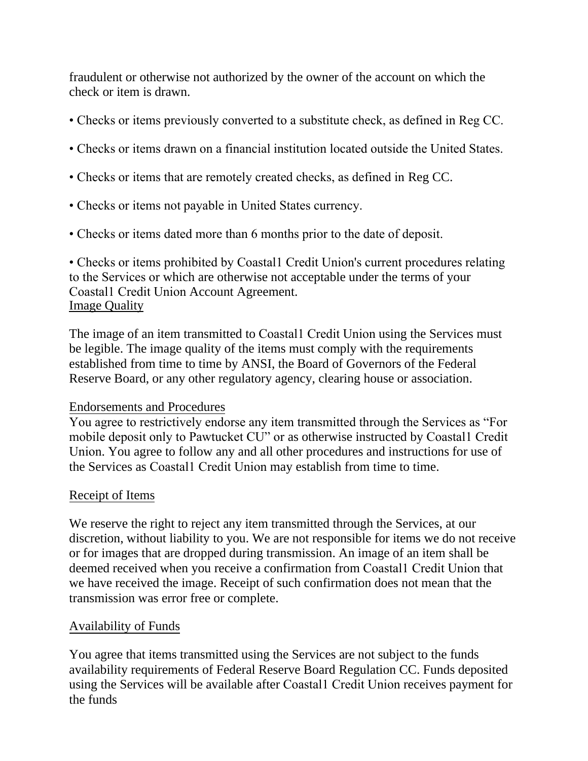fraudulent or otherwise not authorized by the owner of the account on which the check or item is drawn.

- Checks or items previously converted to a substitute check, as defined in Reg CC.
- Checks or items drawn on a financial institution located outside the United States.
- Checks or items that are remotely created checks, as defined in Reg CC.
- Checks or items not payable in United States currency.
- Checks or items dated more than 6 months prior to the date of deposit.
- Checks or items prohibited by Coastal1 Credit Union's current procedures relating to the Services or which are otherwise not acceptable under the terms of your Coastal1 Credit Union Account Agreement.

<u>Image Quality</u>

The image of an item transmitted to Coastal1 Credit Union using the Services must be legible. The image quality of the items must comply with the requirements established from time to time by ANSI, the Board of Governors of the Federal Reserve Board, or any other regulatory agency, clearing house or association.

<u>Endorsements and Procedures</u>

You agree to restrictively endorse any item transmitted through the Services as "For mobile deposit only to Pawtucket CU" or as otherwise instructed by Coastal1 Credit Union. You agree to follow any and all other procedures and instructions for use of the Services as Coastal1 Credit Union may establish from time to time.

<u>Receipt of Items</u>

We reserve the right to reject any item transmitted through the Services, at our discretion, without liability to you. We are not responsible for items we do not receive or for images that are dropped during transmission. An image of an item shall be deemed received when you receive a confirmation from Coastal1 Credit Union that we have received the image. Receipt of such confirmation does not mean that the transmission was error free or complete.

<u>Availability of Funds</u>

You agree that items transmitted using the Services are not subject to the funds availability requirements of Federal Reserve Board Regulation CC. Funds deposited using the Services will be available after Coastal1 Credit Union receives payment for the funds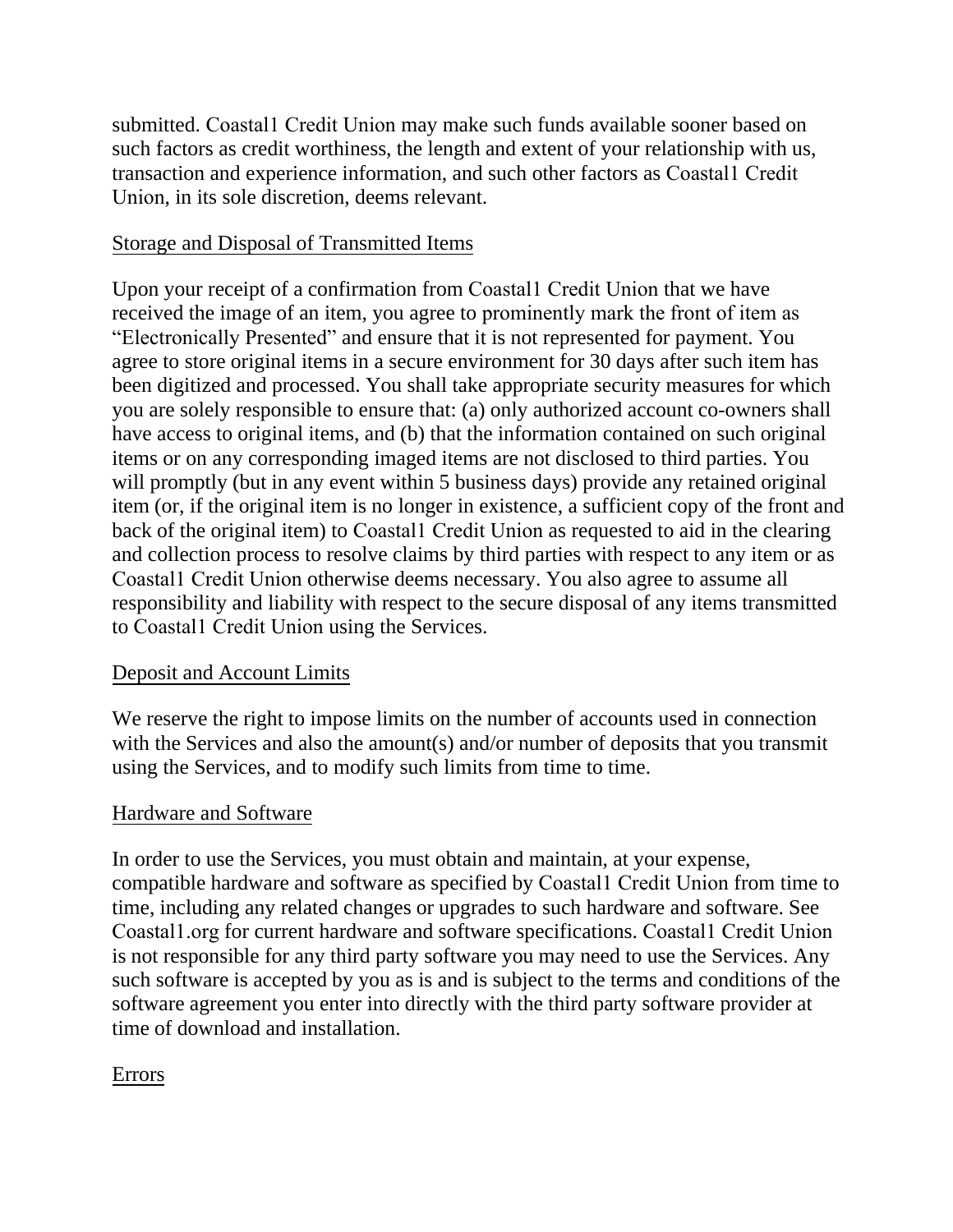submitted. Coastal1 Credit Union may make such funds available sooner based on such factors as credit worthiness, the length and extent of your relationship with us, transaction and experience information, and such other factors as Coastal1 Credit Union, in its sole discretion, deems relevant.

## Storage and Disposal of Transmitted Items

Upon your receipt of a confirmation from Coastal1 Credit Union that we have received the image of an item, you agree to prominently mark the front of item as "Electronically Presented" and ensure that it is not represented for payment. You agree to store original items in a secure environment for 30 days after such item has been digitized and processed. You shall take appropriate security measures for which you are solely responsible to ensure that: (a) only authorized account co-owners shall have access to original items, and (b) that the information contained on such original items or on any corresponding imaged items are not disclosed to third parties. You will promptly (but in any event within 5 business days) provide any retained original item (or, if the original item is no longer in existence, a sufficient copy of the front and back of the original item) to Coastal1 Credit Union as requested to aid in the clearing and collection process to resolve claims by third parties with respect to any item or as Coastal1 Credit Union otherwise deems necessary. You also agree to assume all responsibility and liability with respect to the secure disposal of any items transmitted to Coastal1 Credit Union using the Services.

## Deposit and Account Limits

We reserve the right to impose limits on the number of accounts used in connection with the Services and also the amount(s) and/or number of deposits that you transmit using the Services, and to modify such limits from time to time.

## Hardware and Software

In order to use the Services, you must obtain and maintain, at your expense, compatible hardware and software as specified by Coastal1 Credit Union from time to time, including any related changes or upgrades to such hardware and software. See Coastal1.org for current hardware and software specifications. Coastal1 Credit Union is not responsible for any third party software you may need to use the Services. Any such software is accepted by you as is and is subject to the terms and conditions of the software agreement you enter into directly with the third party software provider at time of download and installation.

## Errors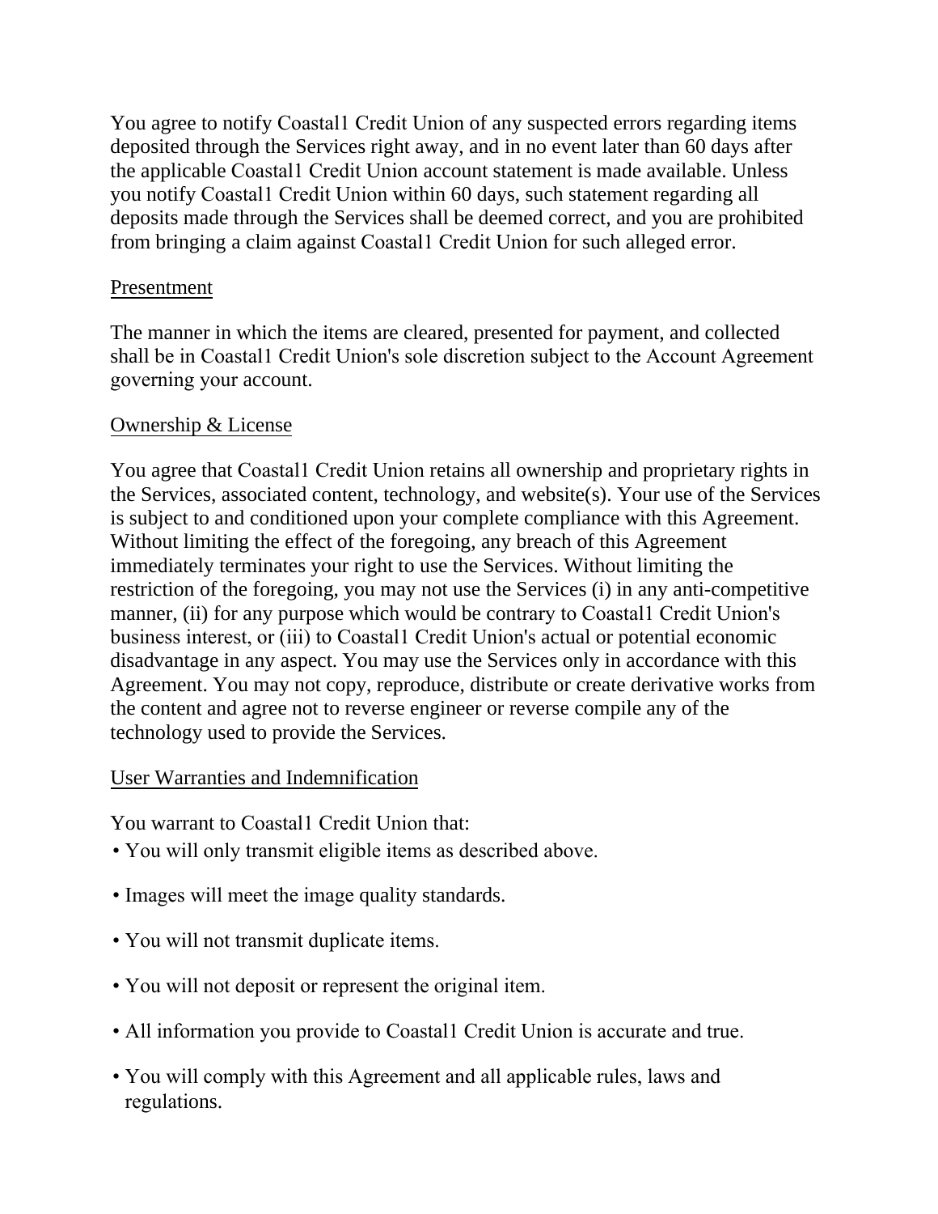You agree to notify Coastal1 Credit Union of any suspected errors regarding items deposited through the Services right away, and in no event later than 60 days after the applicable Coastal1 Credit Union account statement is made available. Unless you notify Coastal1 Credit Union within 60 days, such statement regarding all deposits made through the Services shall be deemed correct, and you are prohibited from bringing a claim against Coastal1 Credit Union for such alleged error.

## Presentment

The manner in which the items are cleared, presented for payment, and collected shall be in Coastal1 Credit Union's sole discretion subject to the Account Agreement governing your account.

## Ownership & License

You agree that Coastal1 Credit Union retains all ownership and proprietary rights in the Services, associated content, technology, and website(s). Your use of the Services is subject to and conditioned upon your complete compliance with this Agreement. Without limiting the effect of the foregoing, any breach of this Agreement immediately terminates your right to use the Services. Without limiting the restriction of the foregoing, you may not use the Services (i) in any anti-competitive manner, (ii) for any purpose which would be contrary to Coastal1 Credit Union's business interest, or (iii) to Coastal1 Credit Union's actual or potential economic disadvantage in any aspect. You may use the Services only in accordance with this Agreement. You may not copy, reproduce, distribute or create derivative works from the content and agree not to reverse engineer or reverse compile any of the technology used to provide the Services.

## User Warranties and Indemnification

You warrant to Coastal1 Credit Union that:

- You will only transmit eligible items as described above.
- Images will meet the image quality standards.
- You will not transmit duplicate items.
- You will not deposit or represent the original item.
- All information you provide to Coastal1 Credit Union is accurate and true.
- You will comply with this Agreement and all applicable rules, laws and regulations.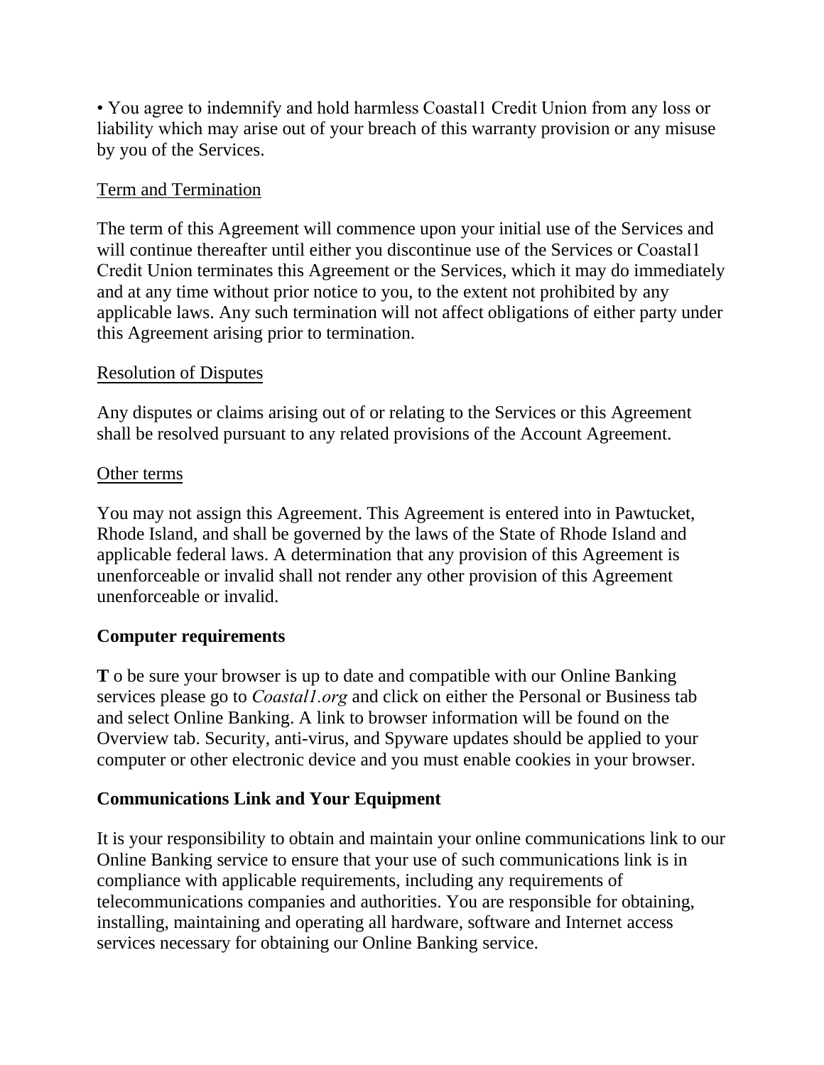• You agree to indemnify and hold harmless Coastal1 Credit Union from any loss or liability which may arise out of your breach of this warranty provision or any misuse by you of the Services.

<u>Term and Termination</u>

The term of this Agreement will commence upon your initial use of the Services and will continue thereafter until either you discontinue use of the Services or Coastal1 Credit Union terminates this Agreement or the Services, which it may do immediately and at any time without prior notice to you, to the extent not prohibited by any applicable laws. Any such termination will not affect obligations of either party under this Agreement arising prior to termination.

<u>Resolution of Disputes</u>

Any disputes or claims arising out of or relating to the Services or this Agreement shall be resolved pursuant to any related provisions of the Account Agreement.

<u>Other terms</u>

You may not assign this Agreement. This Agreement is entered into in Pawtucket, Rhode Island, and shall be governed by the laws of the State of Rhode Island and applicable federal laws. A determination that any provision of this Agreement is unenforceable or invalid shall not render any other provision of this Agreement unenforceable or invalid.

**Computer requirements**

**T** o be sure your browser is up to date and compatible with our Online Banking services please go to *Coastal1.org* and click on either the Personal or Business tab and select Online Banking. A link to browser information will be found on the Overview tab. Security, anti-virus, and Spyware updates should be applied to your computer or other electronic device and you must enable cookies in your browser.

**Communications Link and Your Equipment**

It is your responsibility to obtain and maintain your online communications link to our Online Banking service to ensure that your use of such communications link is in compliance with applicable requirements, including any requirements of telecommunications companies and authorities. You are responsible for obtaining, installing, maintaining and operating all hardware, software and Internet access services necessary for obtaining our Online Banking service.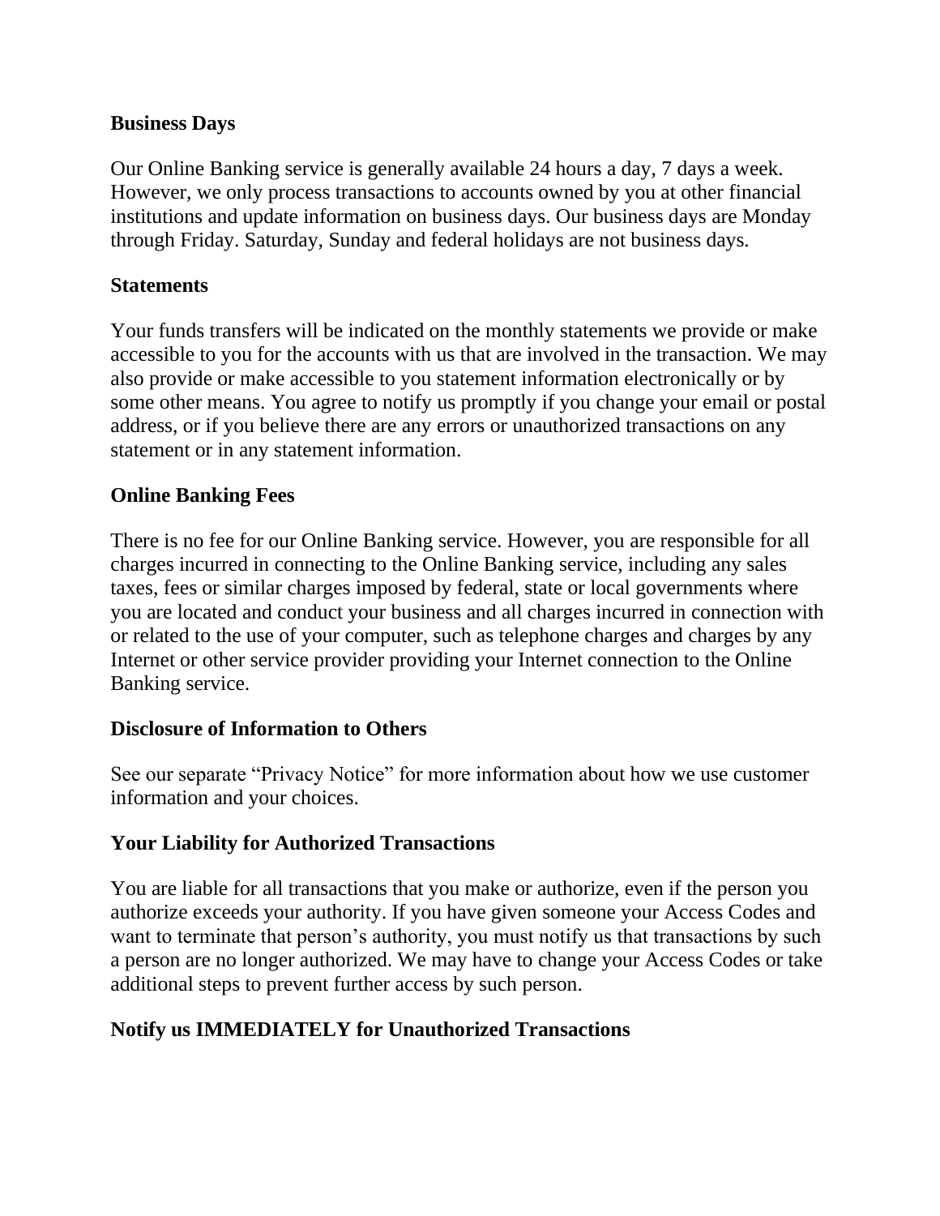**Business Days**

Our Online Banking service is generally available 24 hours a day, 7 days a week. However, we only process transactions to accounts owned by you at other financial institutions and update information on business days. Our business days are Monday through Friday. Saturday, Sunday and federal holidays are not business days.

**Statements**

Your funds transfers will be indicated on the monthly statements we provide or make accessible to you for the accounts with us that are involved in the transaction. We may also provide or make accessible to you statement information electronically or by some other means. You agree to notify us promptly if you change your email or postal address, or if you believe there are any errors or unauthorized transactions on any statement or in any statement information.

**Online Banking Fees**

There is no fee for our Online Banking service. However, you are responsible for all charges incurred in connecting to the Online Banking service, including any sales taxes, fees or similar charges imposed by federal, state or local governments where you are located and conduct your business and all charges incurred in connection with or related to the use of your computer, such as telephone charges and charges by any Internet or other service provider providing your Internet connection to the Online Banking service.

**Disclosure of Information to Others**

See our separate "Privacy Notice" for more information about how we use customer information and your choices.

**Your Liability for Authorized Transactions**

You are liable for all transactions that you make or authorize, even if the person you authorize exceeds your authority. If you have given someone your Access Codes and want to terminate that person's authority, you must notify us that transactions by such a person are no longer authorized. We may have to change your Access Codes or take additional steps to prevent further access by such person.

**Notify us IMMEDIATELY for Unauthorized Transactions**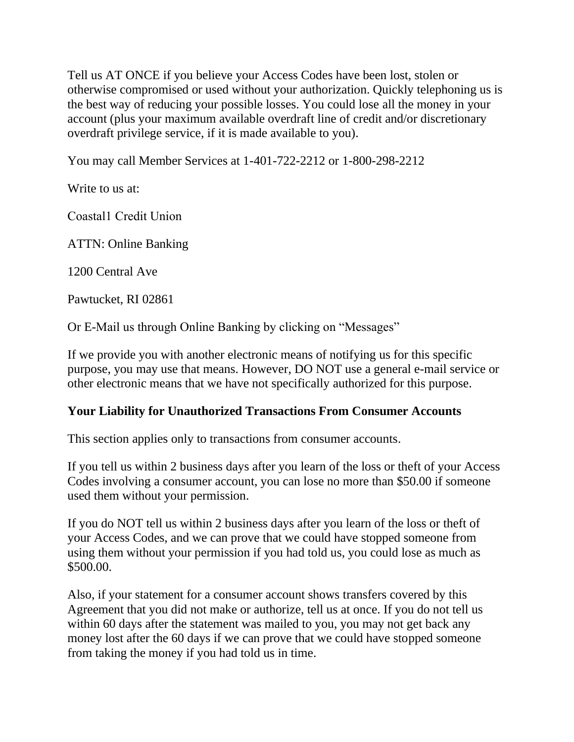Tell us AT ONCE if you believe your Access Codes have been lost, stolen or otherwise compromised or used without your authorization. Quickly telephoning us is the best way of reducing your possible losses. You could lose all the money in your account (plus your maximum available overdraft line of credit and/or discretionary overdraft privilege service, if it is made available to you).

You may call Member Services at 1-401-722-2212 or 1-800-298-2212

Write to us at:

Coastal1 Credit Union

ATTN: Online Banking

1200 Central Ave

Pawtucket, RI 02861

Or E-Mail us through Online Banking by clicking on “Messages”

If we provide you with another electronic means of notifying us for this specific purpose, you may use that means. However, DO NOT use a general e-mail service or other electronic means that we have not specifically authorized for this purpose.

**Your Liability for Unauthorized Transactions From Consumer Accounts**

This section applies only to transactions from consumer accounts.

If you tell us within 2 business days after you learn of the loss or theft of your Access Codes involving a consumer account, you can lose no more than $50.00 if someone used them without your permission.

If you do NOT tell us within 2 business days after you learn of the loss or theft of your Access Codes, and we can prove that we could have stopped someone from using them without your permission if you had told us, you could lose as much as $500.00.

Also, if your statement for a consumer account shows transfers covered by this Agreement that you did not make or authorize, tell us at once. If you do not tell us within 60 days after the statement was mailed to you, you may not get back any money lost after the 60 days if we can prove that we could have stopped someone from taking the money if you had told us in time.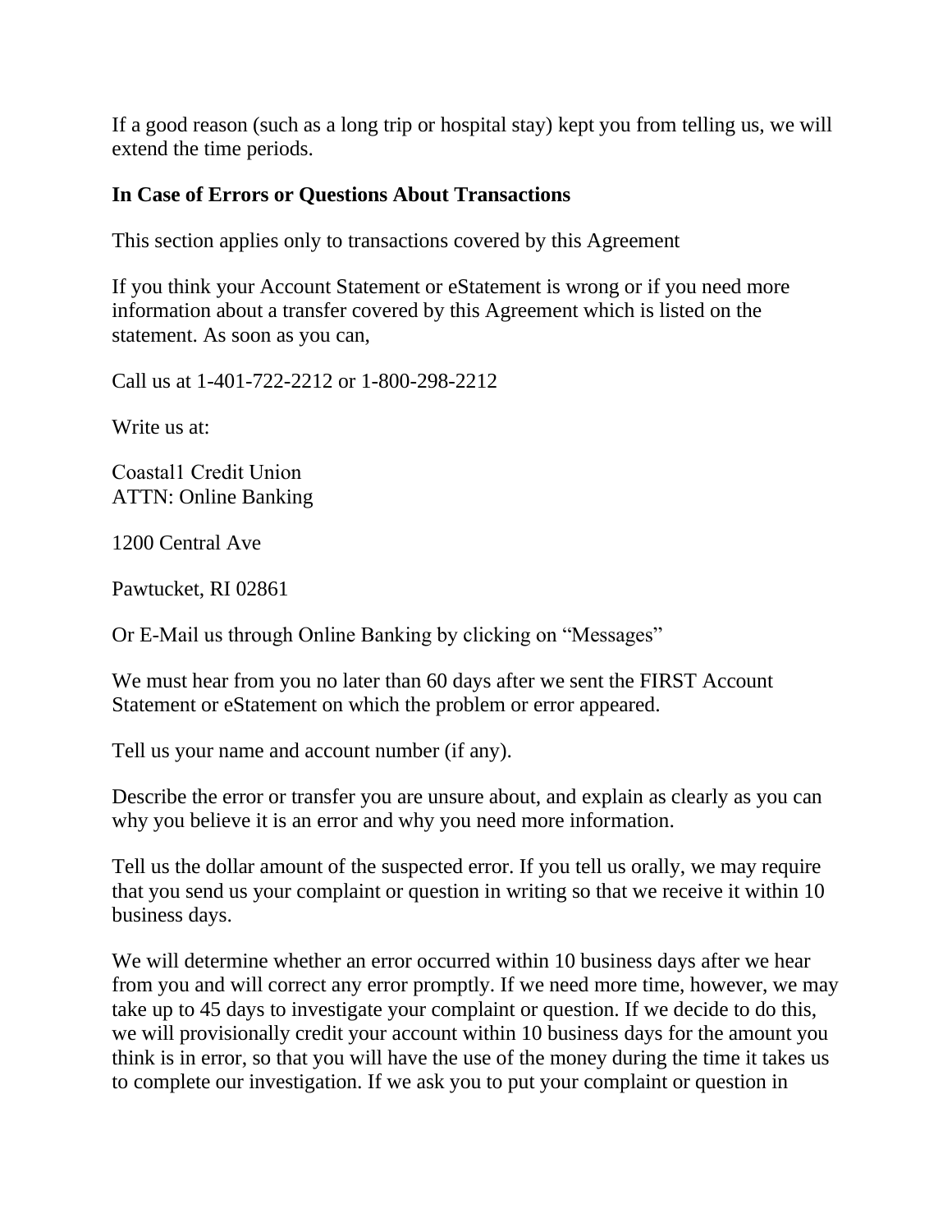If a good reason (such as a long trip or hospital stay) kept you from telling us, we will extend the time periods.

**In Case of Errors or Questions About Transactions**

This section applies only to transactions covered by this Agreement

If you think your Account Statement or eStatement is wrong or if you need more information about a transfer covered by this Agreement which is listed on the statement. As soon as you can,

Call us at 1-401-722-2212 or 1-800-298-2212

Write us at:

Coastal1 Credit Union
ATTN: Online Banking

1200 Central Ave

Pawtucket, RI 02861

Or E-Mail us through Online Banking by clicking on "Messages"

We must hear from you no later than 60 days after we sent the FIRST Account Statement or eStatement on which the problem or error appeared.

Tell us your name and account number (if any).

Describe the error or transfer you are unsure about, and explain as clearly as you can why you believe it is an error and why you need more information.

Tell us the dollar amount of the suspected error. If you tell us orally, we may require that you send us your complaint or question in writing so that we receive it within 10 business days.

We will determine whether an error occurred within 10 business days after we hear from you and will correct any error promptly. If we need more time, however, we may take up to 45 days to investigate your complaint or question. If we decide to do this, we will provisionally credit your account within 10 business days for the amount you think is in error, so that you will have the use of the money during the time it takes us to complete our investigation. If we ask you to put your complaint or question in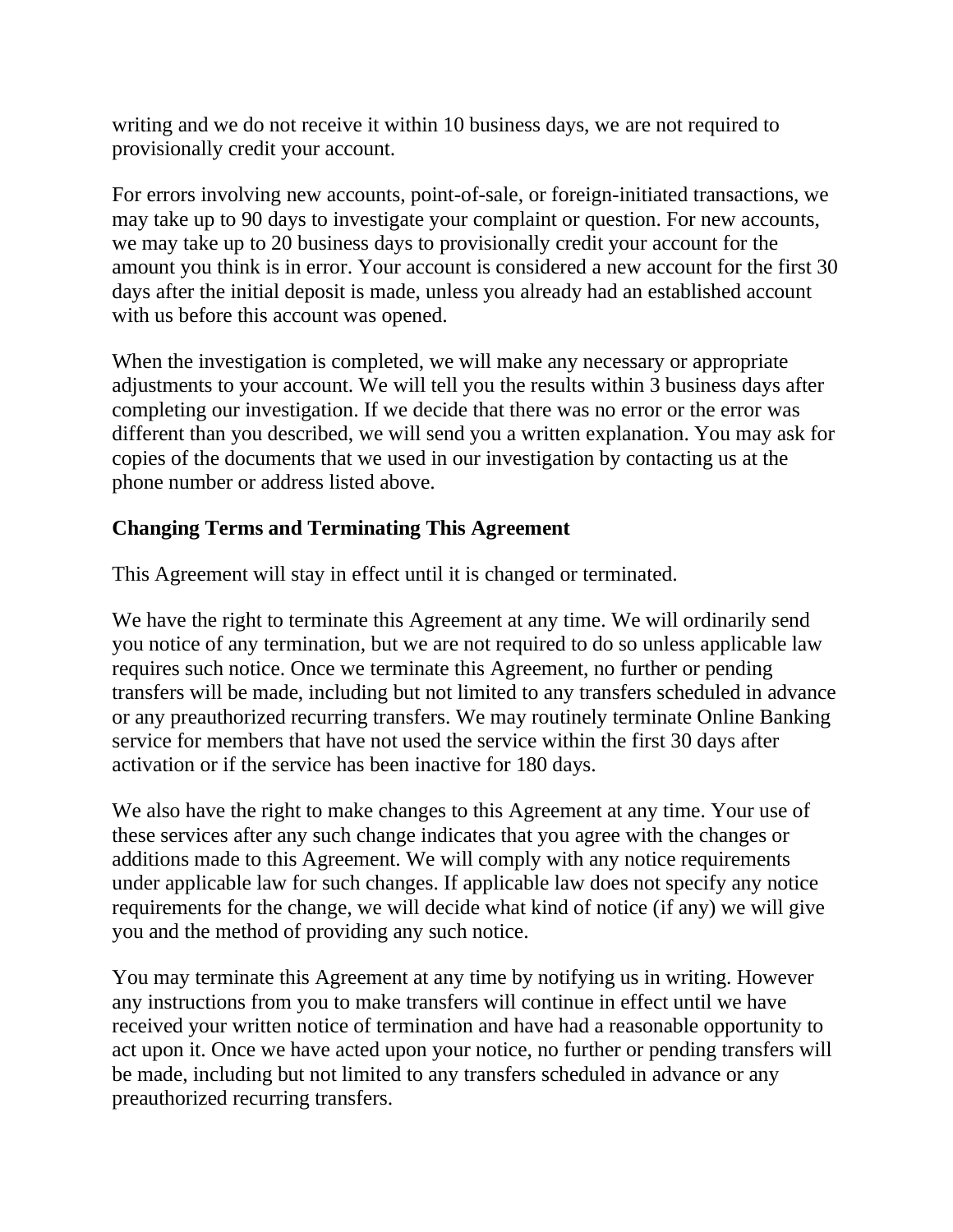writing and we do not receive it within 10 business days, we are not required to provisionally credit your account.

For errors involving new accounts, point-of-sale, or foreign-initiated transactions, we may take up to 90 days to investigate your complaint or question. For new accounts, we may take up to 20 business days to provisionally credit your account for the amount you think is in error. Your account is considered a new account for the first 30 days after the initial deposit is made, unless you already had an established account with us before this account was opened.

When the investigation is completed, we will make any necessary or appropriate adjustments to your account. We will tell you the results within 3 business days after completing our investigation. If we decide that there was no error or the error was different than you described, we will send you a written explanation. You may ask for copies of the documents that we used in our investigation by contacting us at the phone number or address listed above.

**Changing Terms and Terminating This Agreement**

This Agreement will stay in effect until it is changed or terminated.

We have the right to terminate this Agreement at any time. We will ordinarily send you notice of any termination, but we are not required to do so unless applicable law requires such notice. Once we terminate this Agreement, no further or pending transfers will be made, including but not limited to any transfers scheduled in advance or any preauthorized recurring transfers. We may routinely terminate Online Banking service for members that have not used the service within the first 30 days after activation or if the service has been inactive for 180 days.

We also have the right to make changes to this Agreement at any time. Your use of these services after any such change indicates that you agree with the changes or additions made to this Agreement. We will comply with any notice requirements under applicable law for such changes. If applicable law does not specify any notice requirements for the change, we will decide what kind of notice (if any) we will give you and the method of providing any such notice.

You may terminate this Agreement at any time by notifying us in writing. However any instructions from you to make transfers will continue in effect until we have received your written notice of termination and have had a reasonable opportunity to act upon it. Once we have acted upon your notice, no further or pending transfers will be made, including but not limited to any transfers scheduled in advance or any preauthorized recurring transfers.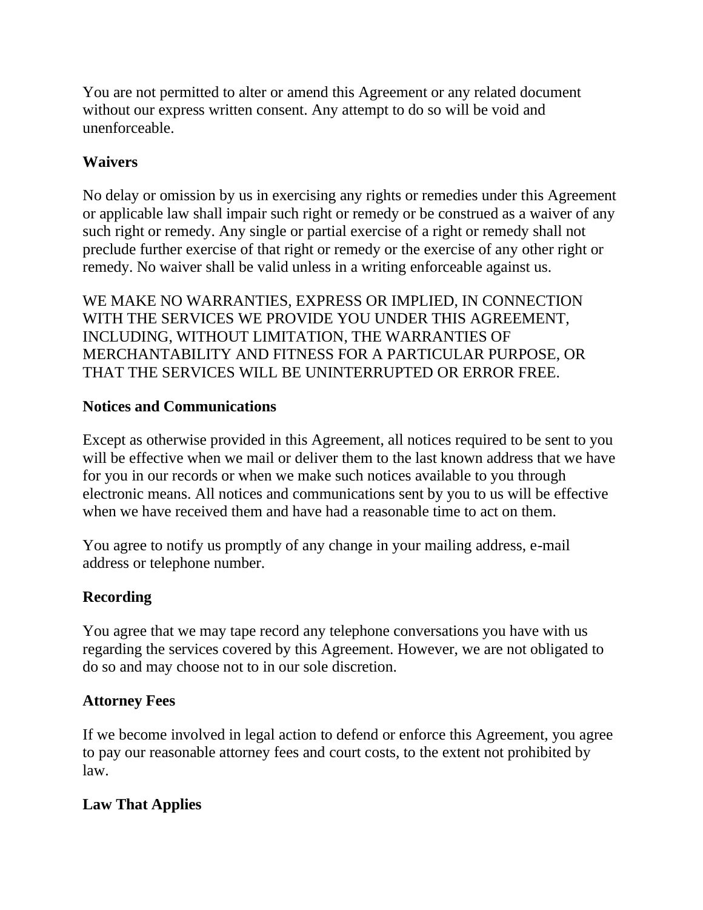You are not permitted to alter or amend this Agreement or any related document without our express written consent. Any attempt to do so will be void and unenforceable.

## Waivers

No delay or omission by us in exercising any rights or remedies under this Agreement or applicable law shall impair such right or remedy or be construed as a waiver of any such right or remedy. Any single or partial exercise of a right or remedy shall not preclude further exercise of that right or remedy or the exercise of any other right or remedy. No waiver shall be valid unless in a writing enforceable against us.

WE MAKE NO WARRANTIES, EXPRESS OR IMPLIED, IN CONNECTION WITH THE SERVICES WE PROVIDE YOU UNDER THIS AGREEMENT, INCLUDING, WITHOUT LIMITATION, THE WARRANTIES OF MERCHANTABILITY AND FITNESS FOR A PARTICULAR PURPOSE, OR THAT THE SERVICES WILL BE UNINTERRUPTED OR ERROR FREE.

## Notices and Communications

Except as otherwise provided in this Agreement, all notices required to be sent to you will be effective when we mail or deliver them to the last known address that we have for you in our records or when we make such notices available to you through electronic means. All notices and communications sent by you to us will be effective when we have received them and have had a reasonable time to act on them.

You agree to notify us promptly of any change in your mailing address, e-mail address or telephone number.

## Recording

You agree that we may tape record any telephone conversations you have with us regarding the services covered by this Agreement. However, we are not obligated to do so and may choose not to in our sole discretion.

## Attorney Fees

If we become involved in legal action to defend or enforce this Agreement, you agree to pay our reasonable attorney fees and court costs, to the extent not prohibited by law.

## Law That Applies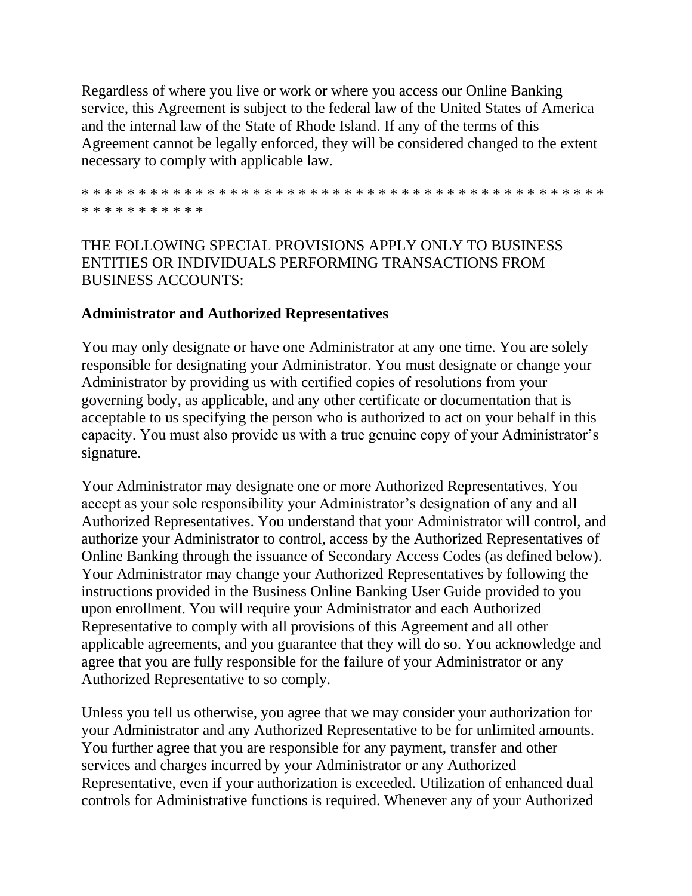Regardless of where you live or work or where you access our Online Banking service, this Agreement is subject to the federal law of the United States of America and the internal law of the State of Rhode Island. If any of the terms of this Agreement cannot be legally enforced, they will be considered changed to the extent necessary to comply with applicable law.

* * * * * * * * * * * * * * * * * * * * * * * * * * * * * * * * * * * * * * * * * * * * * * * * * * * * * * * * *

THE FOLLOWING SPECIAL PROVISIONS APPLY ONLY TO BUSINESS ENTITIES OR INDIVIDUALS PERFORMING TRANSACTIONS FROM BUSINESS ACCOUNTS:

**Administrator and Authorized Representatives**

You may only designate or have one Administrator at any one time. You are solely responsible for designating your Administrator. You must designate or change your Administrator by providing us with certified copies of resolutions from your governing body, as applicable, and any other certificate or documentation that is acceptable to us specifying the person who is authorized to act on your behalf in this capacity. You must also provide us with a true genuine copy of your Administrator's signature.

Your Administrator may designate one or more Authorized Representatives. You accept as your sole responsibility your Administrator's designation of any and all Authorized Representatives. You understand that your Administrator will control, and authorize your Administrator to control, access by the Authorized Representatives of Online Banking through the issuance of Secondary Access Codes (as defined below). Your Administrator may change your Authorized Representatives by following the instructions provided in the Business Online Banking User Guide provided to you upon enrollment. You will require your Administrator and each Authorized Representative to comply with all provisions of this Agreement and all other applicable agreements, and you guarantee that they will do so. You acknowledge and agree that you are fully responsible for the failure of your Administrator or any Authorized Representative to so comply.

Unless you tell us otherwise, you agree that we may consider your authorization for your Administrator and any Authorized Representative to be for unlimited amounts. You further agree that you are responsible for any payment, transfer and other services and charges incurred by your Administrator or any Authorized Representative, even if your authorization is exceeded. Utilization of enhanced dual controls for Administrative functions is required. Whenever any of your Authorized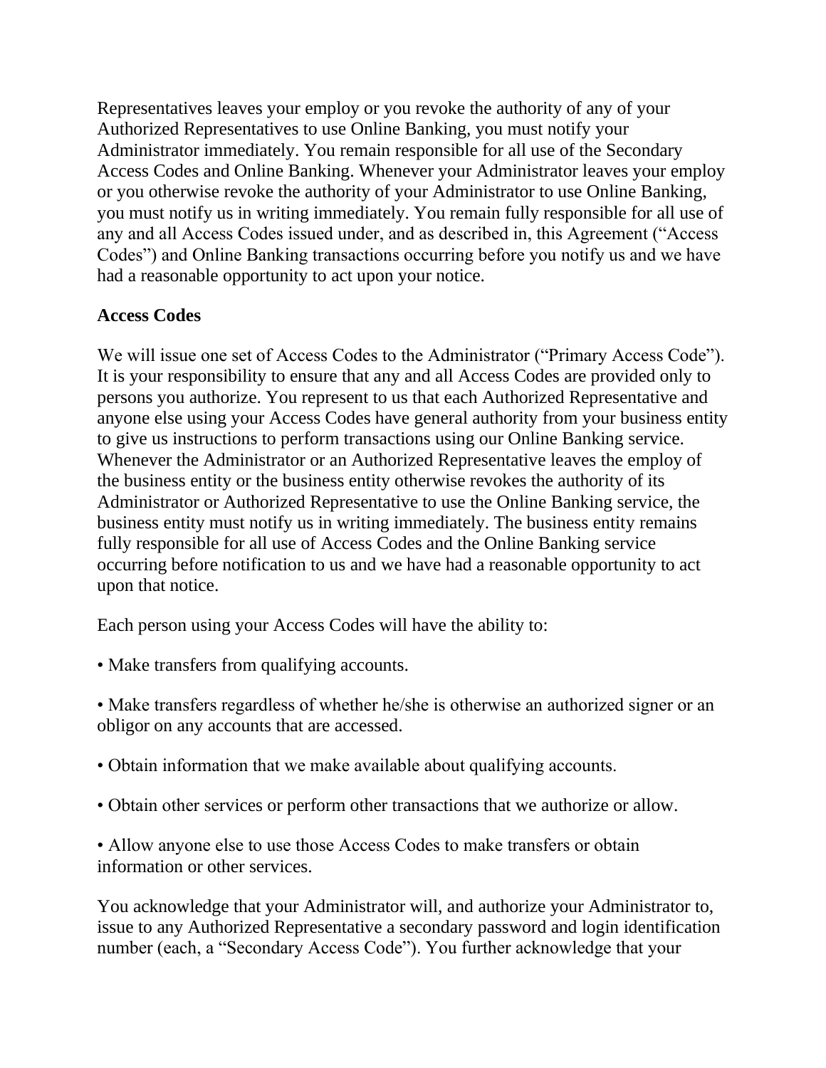Representatives leaves your employ or you revoke the authority of any of your Authorized Representatives to use Online Banking, you must notify your Administrator immediately. You remain responsible for all use of the Secondary Access Codes and Online Banking. Whenever your Administrator leaves your employ or you otherwise revoke the authority of your Administrator to use Online Banking, you must notify us in writing immediately. You remain fully responsible for all use of any and all Access Codes issued under, and as described in, this Agreement ("Access Codes") and Online Banking transactions occurring before you notify us and we have had a reasonable opportunity to act upon your notice.

**Access Codes**

We will issue one set of Access Codes to the Administrator ("Primary Access Code"). It is your responsibility to ensure that any and all Access Codes are provided only to persons you authorize. You represent to us that each Authorized Representative and anyone else using your Access Codes have general authority from your business entity to give us instructions to perform transactions using our Online Banking service. Whenever the Administrator or an Authorized Representative leaves the employ of the business entity or the business entity otherwise revokes the authority of its Administrator or Authorized Representative to use the Online Banking service, the business entity must notify us in writing immediately. The business entity remains fully responsible for all use of Access Codes and the Online Banking service occurring before notification to us and we have had a reasonable opportunity to act upon that notice.

Each person using your Access Codes will have the ability to:

• Make transfers from qualifying accounts.

• Make transfers regardless of whether he/she is otherwise an authorized signer or an obligor on any accounts that are accessed.

• Obtain information that we make available about qualifying accounts.

• Obtain other services or perform other transactions that we authorize or allow.

• Allow anyone else to use those Access Codes to make transfers or obtain information or other services.

You acknowledge that your Administrator will, and authorize your Administrator to, issue to any Authorized Representative a secondary password and login identification number (each, a "Secondary Access Code"). You further acknowledge that your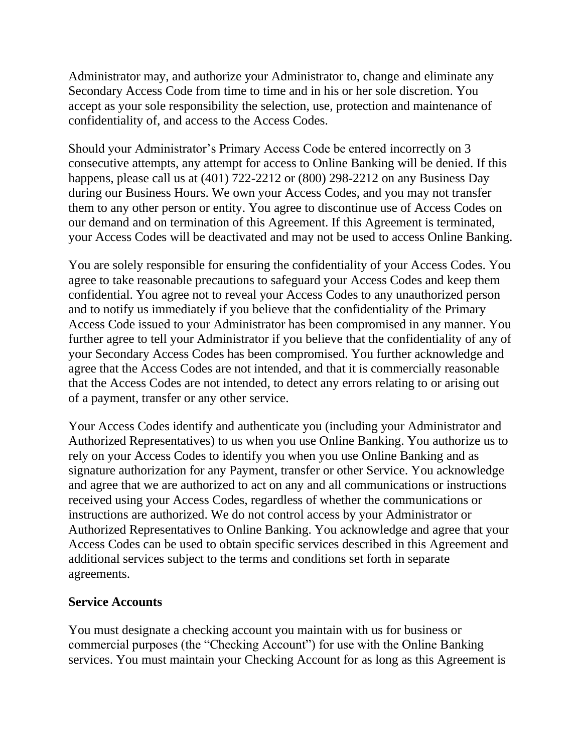Administrator may, and authorize your Administrator to, change and eliminate any Secondary Access Code from time to time and in his or her sole discretion. You accept as your sole responsibility the selection, use, protection and maintenance of confidentiality of, and access to the Access Codes.

Should your Administrator's Primary Access Code be entered incorrectly on 3 consecutive attempts, any attempt for access to Online Banking will be denied. If this happens, please call us at (401) 722-2212 or (800) 298-2212 on any Business Day during our Business Hours. We own your Access Codes, and you may not transfer them to any other person or entity. You agree to discontinue use of Access Codes on our demand and on termination of this Agreement. If this Agreement is terminated, your Access Codes will be deactivated and may not be used to access Online Banking.

You are solely responsible for ensuring the confidentiality of your Access Codes. You agree to take reasonable precautions to safeguard your Access Codes and keep them confidential. You agree not to reveal your Access Codes to any unauthorized person and to notify us immediately if you believe that the confidentiality of the Primary Access Code issued to your Administrator has been compromised in any manner. You further agree to tell your Administrator if you believe that the confidentiality of any of your Secondary Access Codes has been compromised. You further acknowledge and agree that the Access Codes are not intended, and that it is commercially reasonable that the Access Codes are not intended, to detect any errors relating to or arising out of a payment, transfer or any other service.

Your Access Codes identify and authenticate you (including your Administrator and Authorized Representatives) to us when you use Online Banking. You authorize us to rely on your Access Codes to identify you when you use Online Banking and as signature authorization for any Payment, transfer or other Service. You acknowledge and agree that we are authorized to act on any and all communications or instructions received using your Access Codes, regardless of whether the communications or instructions are authorized. We do not control access by your Administrator or Authorized Representatives to Online Banking. You acknowledge and agree that your Access Codes can be used to obtain specific services described in this Agreement and additional services subject to the terms and conditions set forth in separate agreements.

**Service Accounts**

You must designate a checking account you maintain with us for business or commercial purposes (the "Checking Account") for use with the Online Banking services. You must maintain your Checking Account for as long as this Agreement is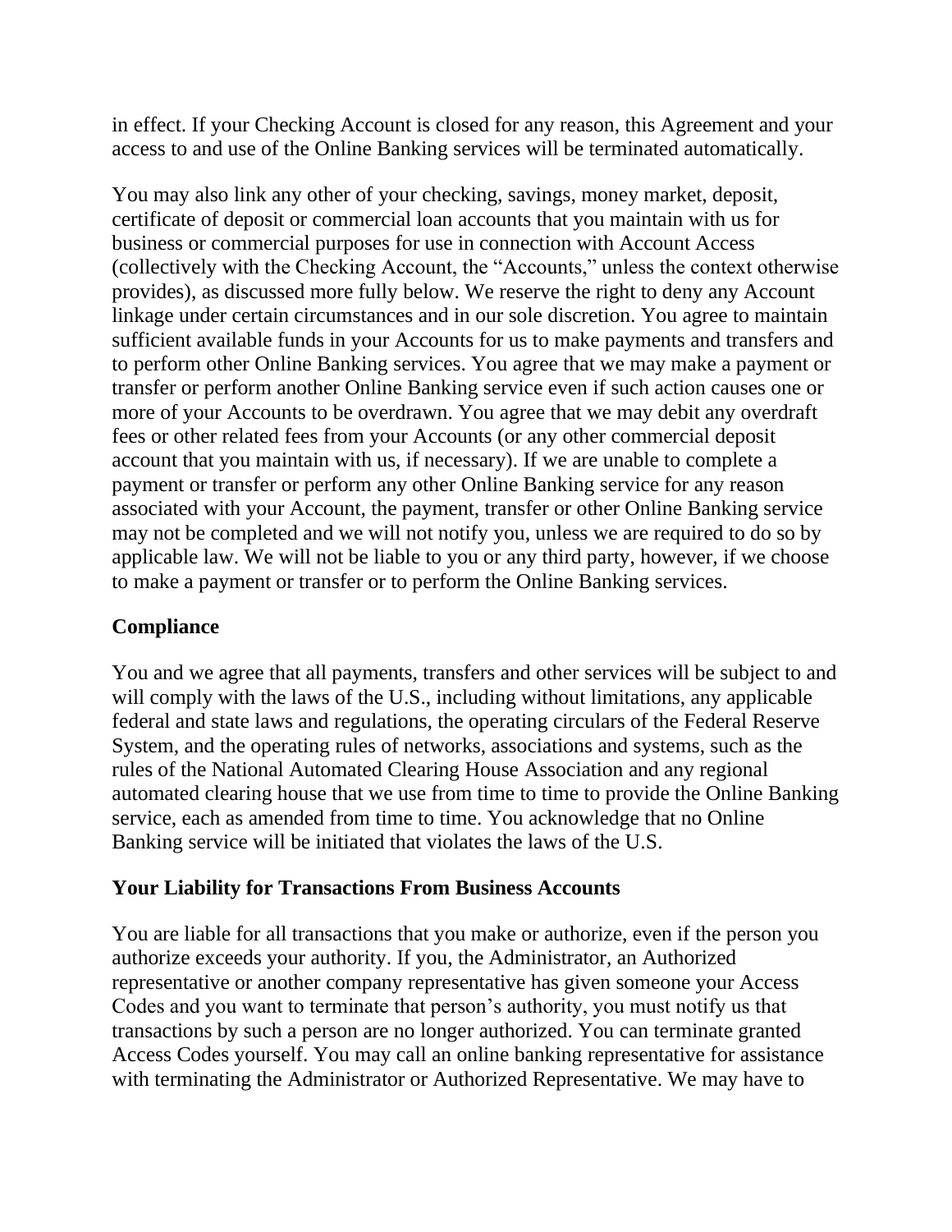in effect. If your Checking Account is closed for any reason, this Agreement and your access to and use of the Online Banking services will be terminated automatically.

You may also link any other of your checking, savings, money market, deposit, certificate of deposit or commercial loan accounts that you maintain with us for business or commercial purposes for use in connection with Account Access (collectively with the Checking Account, the "Accounts," unless the context otherwise provides), as discussed more fully below. We reserve the right to deny any Account linkage under certain circumstances and in our sole discretion. You agree to maintain sufficient available funds in your Accounts for us to make payments and transfers and to perform other Online Banking services. You agree that we may make a payment or transfer or perform another Online Banking service even if such action causes one or more of your Accounts to be overdrawn. You agree that we may debit any overdraft fees or other related fees from your Accounts (or any other commercial deposit account that you maintain with us, if necessary). If we are unable to complete a payment or transfer or perform any other Online Banking service for any reason associated with your Account, the payment, transfer or other Online Banking service may not be completed and we will not notify you, unless we are required to do so by applicable law. We will not be liable to you or any third party, however, if we choose to make a payment or transfer or to perform the Online Banking services.

## Compliance

You and we agree that all payments, transfers and other services will be subject to and will comply with the laws of the U.S., including without limitations, any applicable federal and state laws and regulations, the operating circulars of the Federal Reserve System, and the operating rules of networks, associations and systems, such as the rules of the National Automated Clearing House Association and any regional automated clearing house that we use from time to time to provide the Online Banking service, each as amended from time to time. You acknowledge that no Online Banking service will be initiated that violates the laws of the U.S.

## Your Liability for Transactions From Business Accounts

You are liable for all transactions that you make or authorize, even if the person you authorize exceeds your authority. If you, the Administrator, an Authorized representative or another company representative has given someone your Access Codes and you want to terminate that person's authority, you must notify us that transactions by such a person are no longer authorized. You can terminate granted Access Codes yourself. You may call an online banking representative for assistance with terminating the Administrator or Authorized Representative. We may have to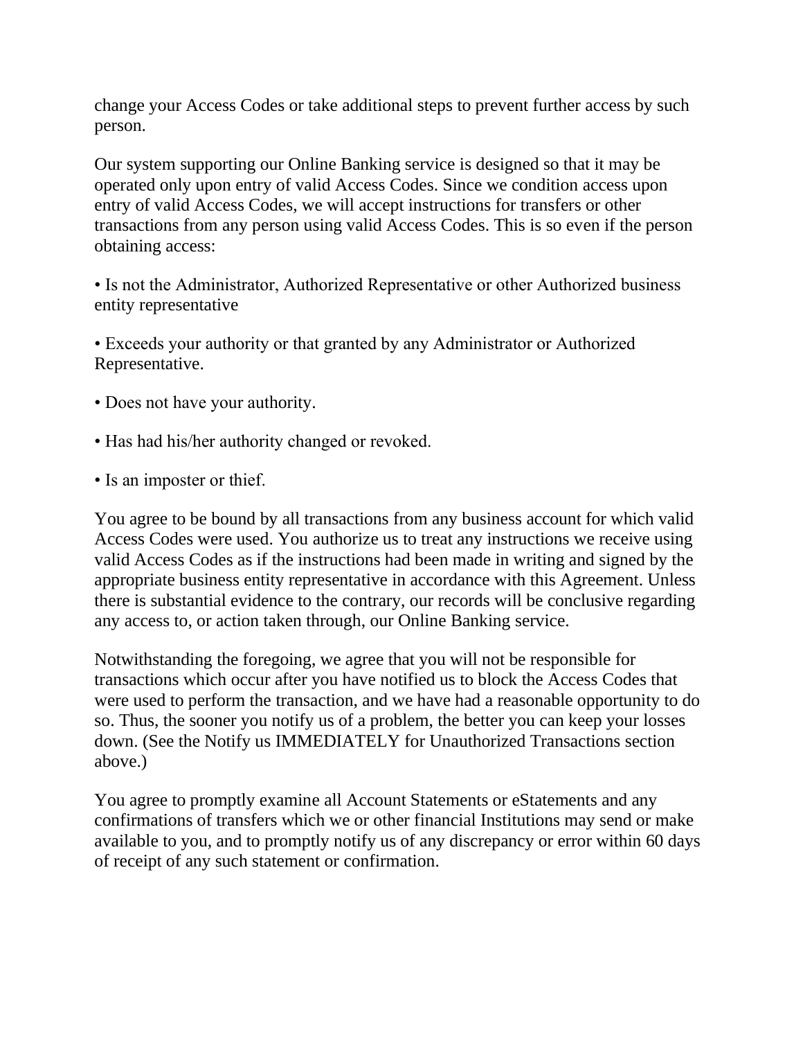change your Access Codes or take additional steps to prevent further access by such person.

Our system supporting our Online Banking service is designed so that it may be operated only upon entry of valid Access Codes. Since we condition access upon entry of valid Access Codes, we will accept instructions for transfers or other transactions from any person using valid Access Codes. This is so even if the person obtaining access:

• Is not the Administrator, Authorized Representative or other Authorized business entity representative

• Exceeds your authority or that granted by any Administrator or Authorized Representative.

• Does not have your authority.

• Has had his/her authority changed or revoked.

• Is an imposter or thief.

You agree to be bound by all transactions from any business account for which valid Access Codes were used. You authorize us to treat any instructions we receive using valid Access Codes as if the instructions had been made in writing and signed by the appropriate business entity representative in accordance with this Agreement. Unless there is substantial evidence to the contrary, our records will be conclusive regarding any access to, or action taken through, our Online Banking service.

Notwithstanding the foregoing, we agree that you will not be responsible for transactions which occur after you have notified us to block the Access Codes that were used to perform the transaction, and we have had a reasonable opportunity to do so. Thus, the sooner you notify us of a problem, the better you can keep your losses down. (See the Notify us IMMEDIATELY for Unauthorized Transactions section above.)

You agree to promptly examine all Account Statements or eStatements and any confirmations of transfers which we or other financial Institutions may send or make available to you, and to promptly notify us of any discrepancy or error within 60 days of receipt of any such statement or confirmation.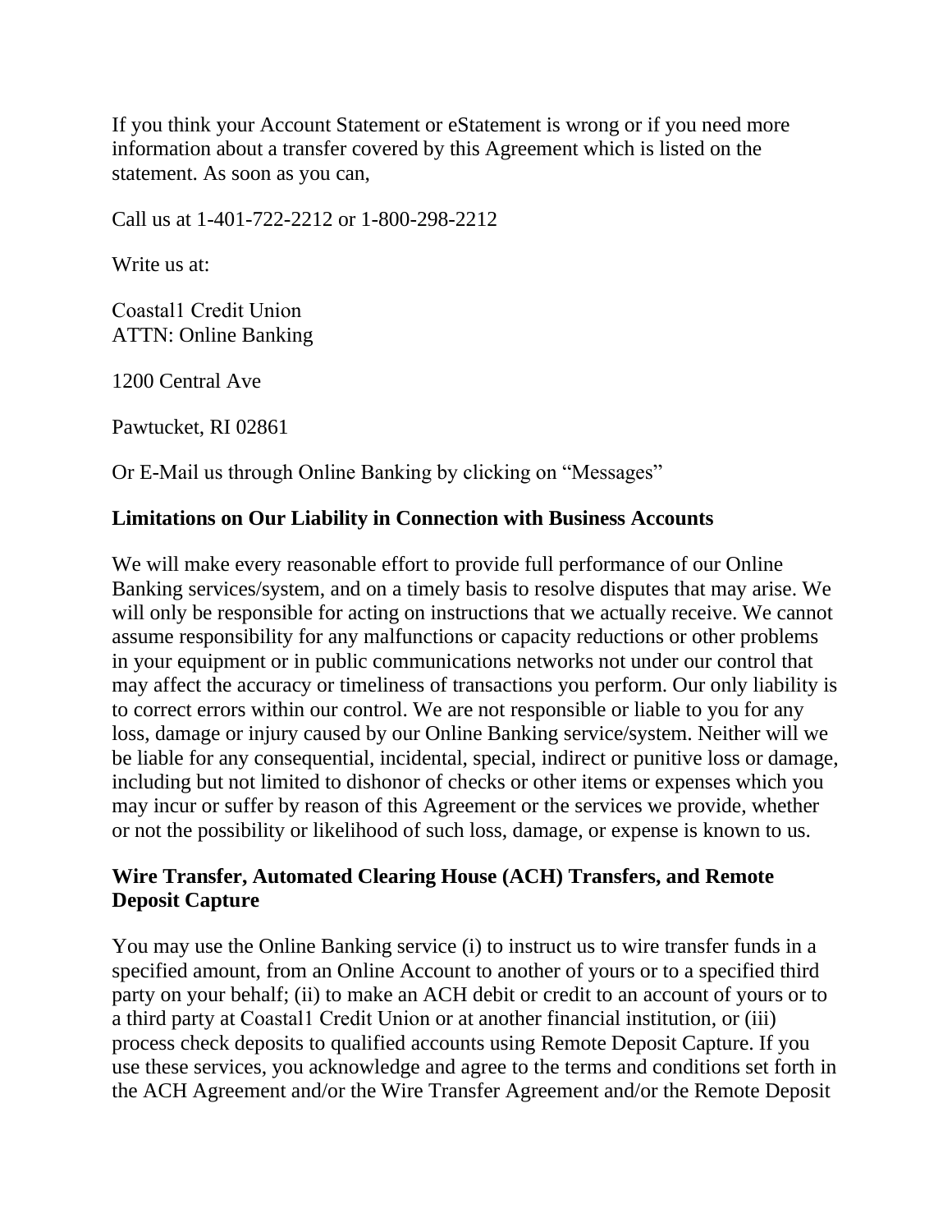If you think your Account Statement or eStatement is wrong or if you need more information about a transfer covered by this Agreement which is listed on the statement. As soon as you can,

Call us at 1-401-722-2212 or 1-800-298-2212

Write us at:

Coastal1 Credit Union
ATTN: Online Banking

1200 Central Ave

Pawtucket, RI 02861

Or E-Mail us through Online Banking by clicking on "Messages"

## Limitations on Our Liability in Connection with Business Accounts

We will make every reasonable effort to provide full performance of our Online Banking services/system, and on a timely basis to resolve disputes that may arise. We will only be responsible for acting on instructions that we actually receive. We cannot assume responsibility for any malfunctions or capacity reductions or other problems in your equipment or in public communications networks not under our control that may affect the accuracy or timeliness of transactions you perform. Our only liability is to correct errors within our control. We are not responsible or liable to you for any loss, damage or injury caused by our Online Banking service/system. Neither will we be liable for any consequential, incidental, special, indirect or punitive loss or damage, including but not limited to dishonor of checks or other items or expenses which you may incur or suffer by reason of this Agreement or the services we provide, whether or not the possibility or likelihood of such loss, damage, or expense is known to us.

## Wire Transfer, Automated Clearing House (ACH) Transfers, and Remote Deposit Capture

You may use the Online Banking service (i) to instruct us to wire transfer funds in a specified amount, from an Online Account to another of yours or to a specified third party on your behalf; (ii) to make an ACH debit or credit to an account of yours or to a third party at Coastal1 Credit Union or at another financial institution, or (iii) process check deposits to qualified accounts using Remote Deposit Capture. If you use these services, you acknowledge and agree to the terms and conditions set forth in the ACH Agreement and/or the Wire Transfer Agreement and/or the Remote Deposit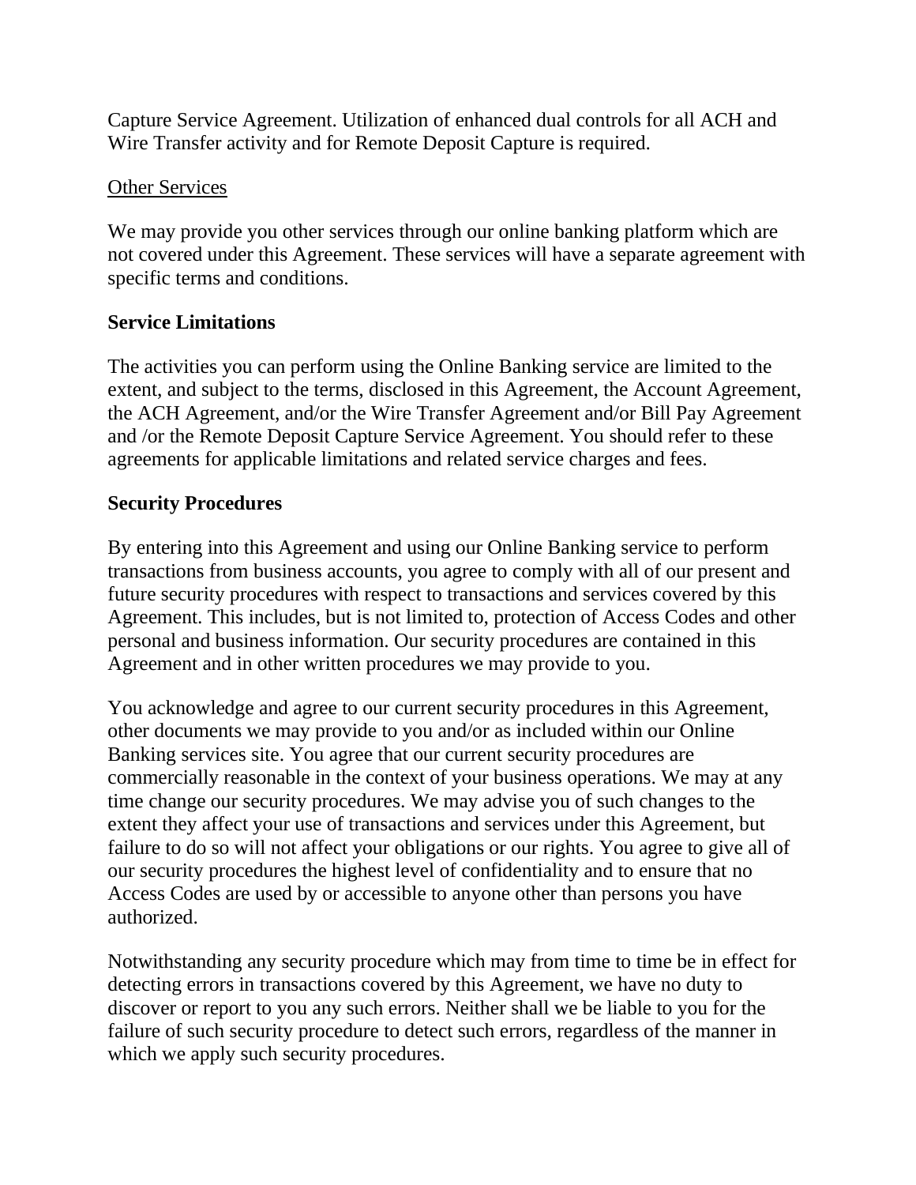Capture Service Agreement. Utilization of enhanced dual controls for all ACH and Wire Transfer activity and for Remote Deposit Capture is required.

<u>Other Services</u>

We may provide you other services through our online banking platform which are not covered under this Agreement. These services will have a separate agreement with specific terms and conditions.

**Service Limitations**

The activities you can perform using the Online Banking service are limited to the extent, and subject to the terms, disclosed in this Agreement, the Account Agreement, the ACH Agreement, and/or the Wire Transfer Agreement and/or Bill Pay Agreement and /or the Remote Deposit Capture Service Agreement. You should refer to these agreements for applicable limitations and related service charges and fees.

**Security Procedures**

By entering into this Agreement and using our Online Banking service to perform transactions from business accounts, you agree to comply with all of our present and future security procedures with respect to transactions and services covered by this Agreement. This includes, but is not limited to, protection of Access Codes and other personal and business information. Our security procedures are contained in this Agreement and in other written procedures we may provide to you.

You acknowledge and agree to our current security procedures in this Agreement, other documents we may provide to you and/or as included within our Online Banking services site. You agree that our current security procedures are commercially reasonable in the context of your business operations. We may at any time change our security procedures. We may advise you of such changes to the extent they affect your use of transactions and services under this Agreement, but failure to do so will not affect your obligations or our rights. You agree to give all of our security procedures the highest level of confidentiality and to ensure that no Access Codes are used by or accessible to anyone other than persons you have authorized.

Notwithstanding any security procedure which may from time to time be in effect for detecting errors in transactions covered by this Agreement, we have no duty to discover or report to you any such errors. Neither shall we be liable to you for the failure of such security procedure to detect such errors, regardless of the manner in which we apply such security procedures.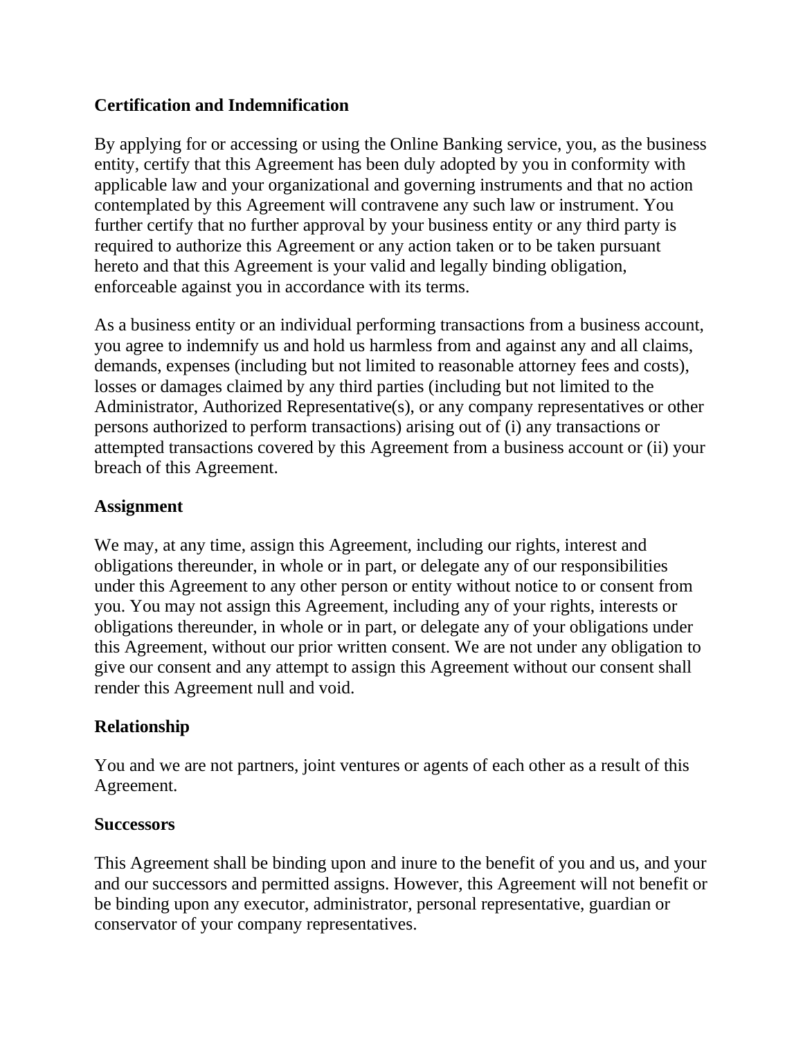**Certification and Indemnification**

By applying for or accessing or using the Online Banking service, you, as the business entity, certify that this Agreement has been duly adopted by you in conformity with applicable law and your organizational and governing instruments and that no action contemplated by this Agreement will contravene any such law or instrument. You further certify that no further approval by your business entity or any third party is required to authorize this Agreement or any action taken or to be taken pursuant hereto and that this Agreement is your valid and legally binding obligation, enforceable against you in accordance with its terms.

As a business entity or an individual performing transactions from a business account, you agree to indemnify us and hold us harmless from and against any and all claims, demands, expenses (including but not limited to reasonable attorney fees and costs), losses or damages claimed by any third parties (including but not limited to the Administrator, Authorized Representative(s), or any company representatives or other persons authorized to perform transactions) arising out of (i) any transactions or attempted transactions covered by this Agreement from a business account or (ii) your breach of this Agreement.

**Assignment**

We may, at any time, assign this Agreement, including our rights, interest and obligations thereunder, in whole or in part, or delegate any of our responsibilities under this Agreement to any other person or entity without notice to or consent from you. You may not assign this Agreement, including any of your rights, interests or obligations thereunder, in whole or in part, or delegate any of your obligations under this Agreement, without our prior written consent. We are not under any obligation to give our consent and any attempt to assign this Agreement without our consent shall render this Agreement null and void.

**Relationship**

You and we are not partners, joint ventures or agents of each other as a result of this Agreement.

**Successors**

This Agreement shall be binding upon and inure to the benefit of you and us, and your and our successors and permitted assigns. However, this Agreement will not benefit or be binding upon any executor, administrator, personal representative, guardian or conservator of your company representatives.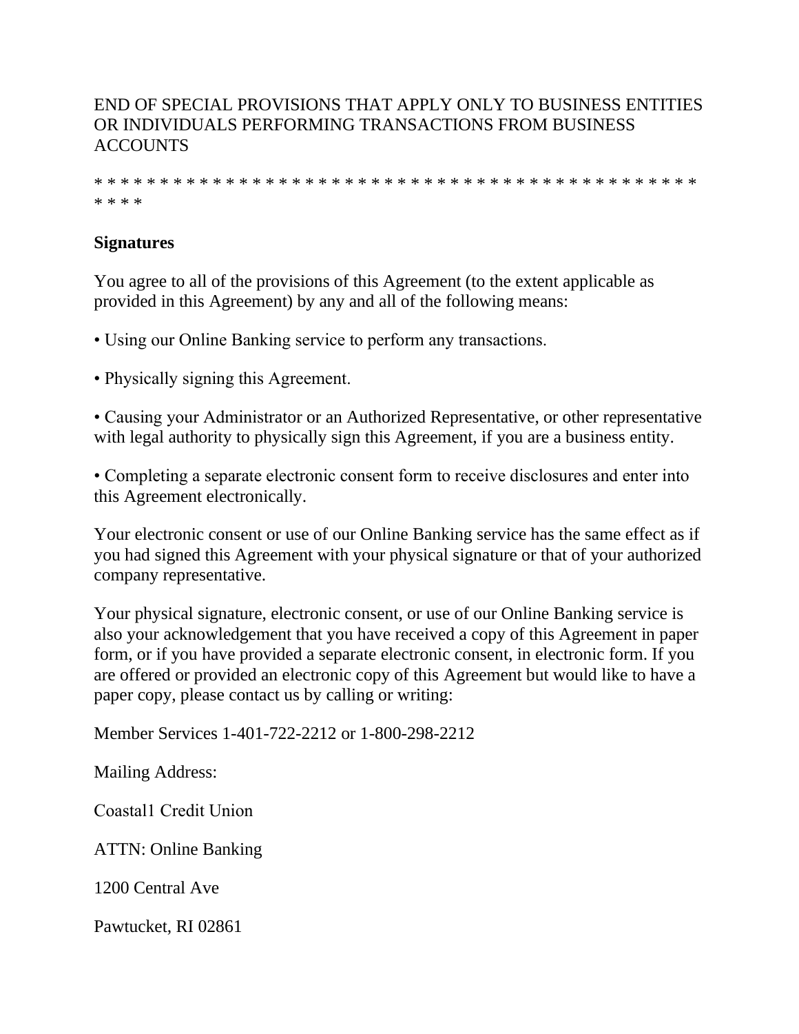END OF SPECIAL PROVISIONS THAT APPLY ONLY TO BUSINESS ENTITIES OR INDIVIDUALS PERFORMING TRANSACTIONS FROM BUSINESS ACCOUNTS

* * * * * * * * * * * * * * * * * * * * * * * * * * * * * * * * * * * * * * * * * * * * * * * * * *

**Signatures**

You agree to all of the provisions of this Agreement (to the extent applicable as provided in this Agreement) by any and all of the following means:

• Using our Online Banking service to perform any transactions.

• Physically signing this Agreement.

• Causing your Administrator or an Authorized Representative, or other representative with legal authority to physically sign this Agreement, if you are a business entity.

• Completing a separate electronic consent form to receive disclosures and enter into this Agreement electronically.

Your electronic consent or use of our Online Banking service has the same effect as if you had signed this Agreement with your physical signature or that of your authorized company representative.

Your physical signature, electronic consent, or use of our Online Banking service is also your acknowledgement that you have received a copy of this Agreement in paper form, or if you have provided a separate electronic consent, in electronic form. If you are offered or provided an electronic copy of this Agreement but would like to have a paper copy, please contact us by calling or writing:

Member Services 1-401-722-2212 or 1-800-298-2212

Mailing Address:

Coastal1 Credit Union

ATTN: Online Banking

1200 Central Ave

Pawtucket, RI 02861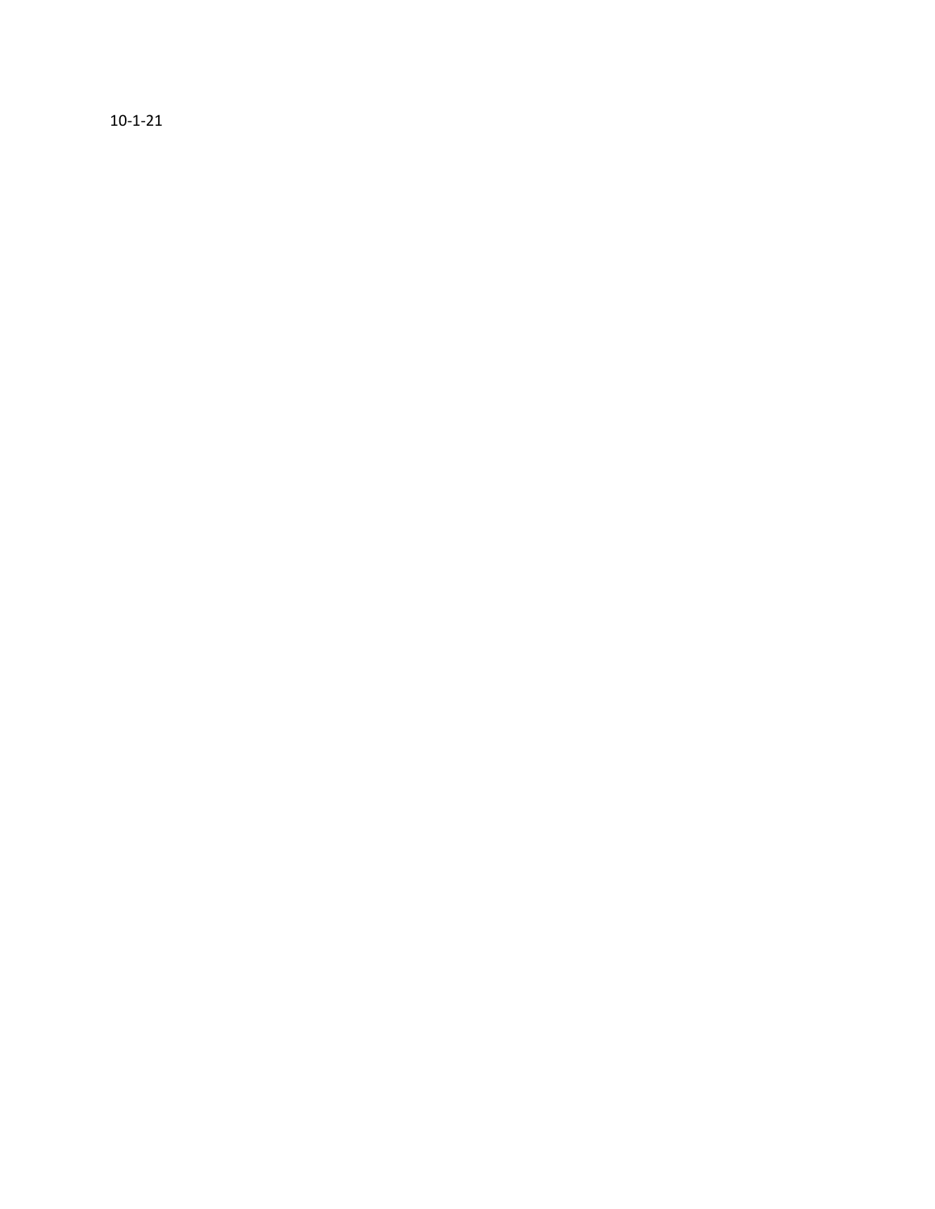10-1-21